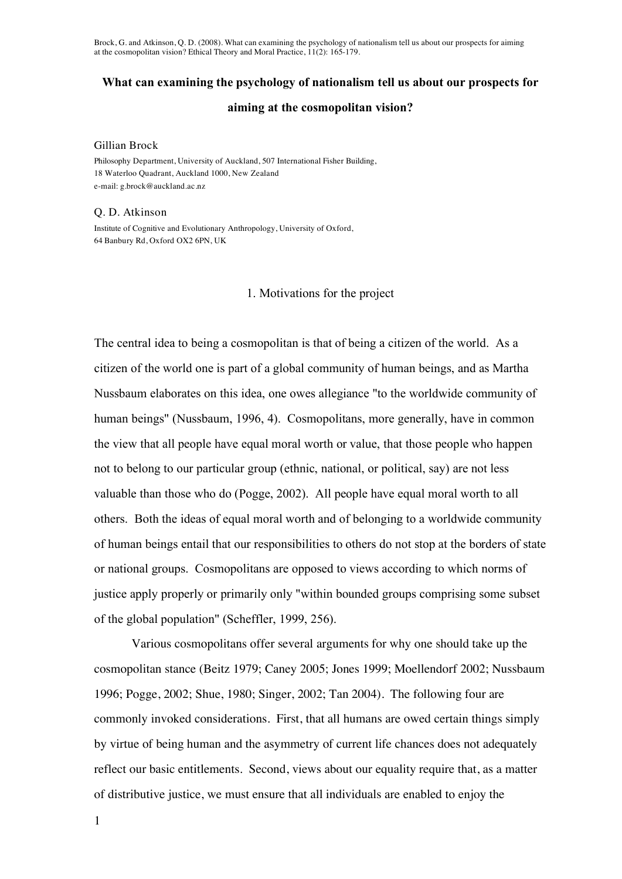Brock, G. and Atkinson, Q. D. (2008). What can examining the psychology of nationalism tell us about our prospects for aiming at the cosmopolitan vision? Ethical Theory and Moral Practice, 11(2): 165-179.

# What can examining the psychology of nationalism tell us about our prospects for aiming at the cosmopolitan vision?

Gillian Brock

Philosophy Department, University of Auckland, 507 International Fisher Building, 18 Waterloo Quadrant, Auckland 1000, New Zealand
e-mail: g.brock@auckland.ac.nz

Q. D. Atkinson

Institute of Cognitive and Evolutionary Anthropology, University of Oxford, 64 Banbury Rd, Oxford OX2 6PN, UK

## 1. Motivations for the project

The central idea to being a cosmopolitan is that of being a citizen of the world. As a citizen of the world one is part of a global community of human beings, and as Martha Nussbaum elaborates on this idea, one owes allegiance "to the worldwide community of human beings" (Nussbaum, 1996, 4). Cosmopolitans, more generally, have in common the view that all people have equal moral worth or value, that those people who happen not to belong to our particular group (ethnic, national, or political, say) are not less valuable than those who do (Pogge, 2002). All people have equal moral worth to all others. Both the ideas of equal moral worth and of belonging to a worldwide community of human beings entail that our responsibilities to others do not stop at the borders of state or national groups. Cosmopolitans are opposed to views according to which norms of justice apply properly or primarily only "within bounded groups comprising some subset of the global population" (Scheffler, 1999, 256).

Various cosmopolitans offer several arguments for why one should take up the cosmopolitan stance (Beitz 1979; Caney 2005; Jones 1999; Moellendorf 2002; Nussbaum 1996; Pogge, 2002; Shue, 1980; Singer, 2002; Tan 2004). The following four are commonly invoked considerations. First, that all humans are owed certain things simply by virtue of being human and the asymmetry of current life chances does not adequately reflect our basic entitlements. Second, views about our equality require that, as a matter of distributive justice, we must ensure that all individuals are enabled to enjoy the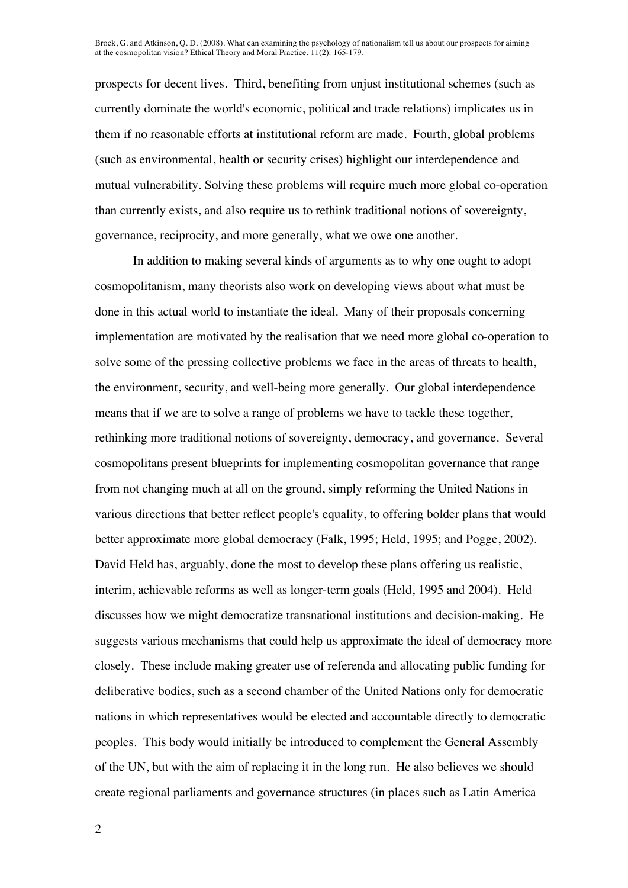prospects for decent lives. Third, benefiting from unjust institutional schemes (such as currently dominate the world's economic, political and trade relations) implicates us in them if no reasonable efforts at institutional reform are made. Fourth, global problems (such as environmental, health or security crises) highlight our interdependence and mutual vulnerability. Solving these problems will require much more global co-operation than currently exists, and also require us to rethink traditional notions of sovereignty, governance, reciprocity, and more generally, what we owe one another.

In addition to making several kinds of arguments as to why one ought to adopt cosmopolitanism, many theorists also work on developing views about what must be done in this actual world to instantiate the ideal. Many of their proposals concerning implementation are motivated by the realisation that we need more global co-operation to solve some of the pressing collective problems we face in the areas of threats to health, the environment, security, and well-being more generally. Our global interdependence means that if we are to solve a range of problems we have to tackle these together, rethinking more traditional notions of sovereignty, democracy, and governance. Several cosmopolitans present blueprints for implementing cosmopolitan governance that range from not changing much at all on the ground, simply reforming the United Nations in various directions that better reflect people's equality, to offering bolder plans that would better approximate more global democracy (Falk, 1995; Held, 1995; and Pogge, 2002). David Held has, arguably, done the most to develop these plans offering us realistic, interim, achievable reforms as well as longer-term goals (Held, 1995 and 2004). Held discusses how we might democratize transnational institutions and decision-making. He suggests various mechanisms that could help us approximate the ideal of democracy more closely. These include making greater use of referenda and allocating public funding for deliberative bodies, such as a second chamber of the United Nations only for democratic nations in which representatives would be elected and accountable directly to democratic peoples. This body would initially be introduced to complement the General Assembly of the UN, but with the aim of replacing it in the long run. He also believes we should create regional parliaments and governance structures (in places such as Latin America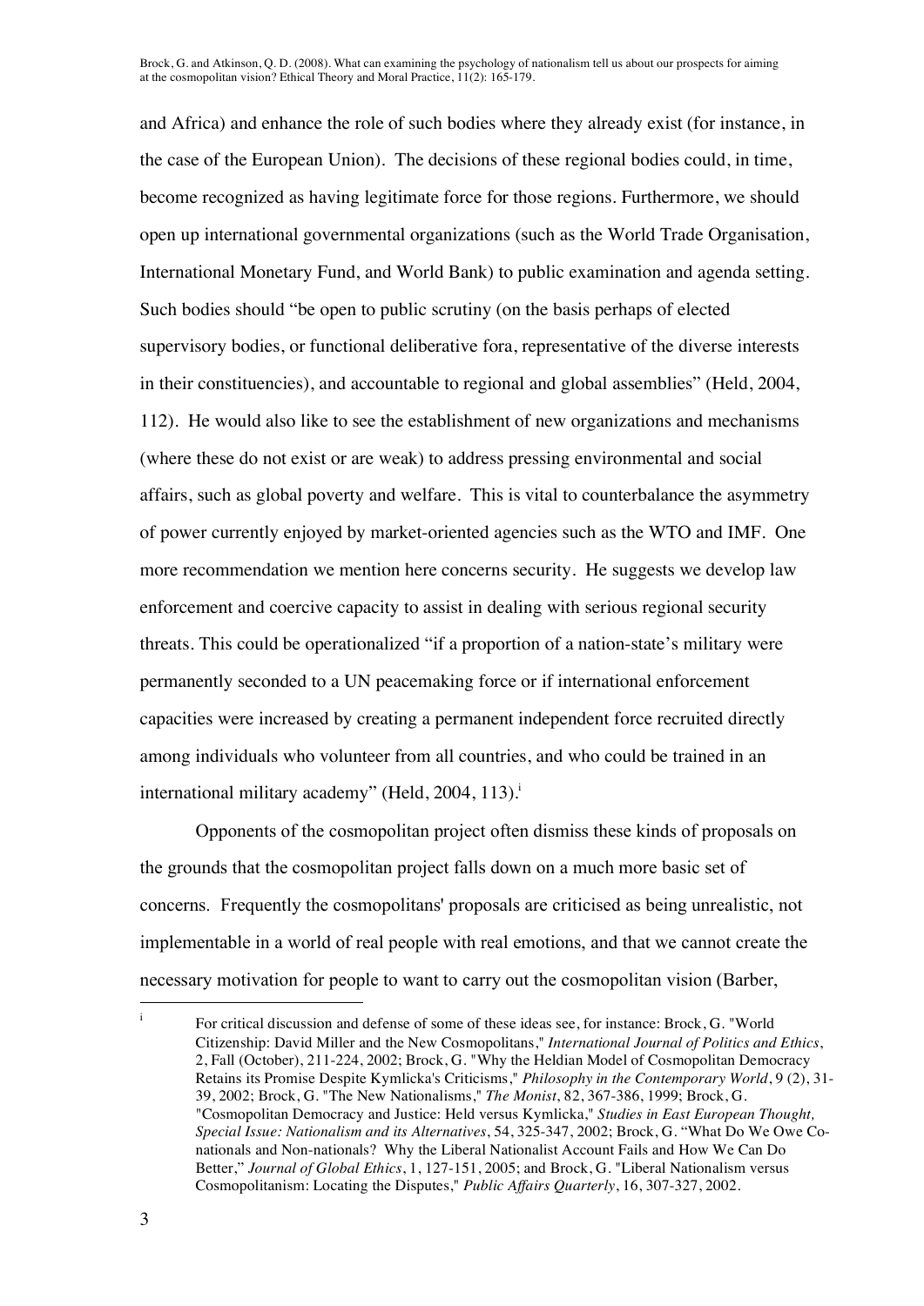and Africa) and enhance the role of such bodies where they already exist (for instance, in the case of the European Union). The decisions of these regional bodies could, in time, become recognized as having legitimate force for those regions. Furthermore, we should open up international governmental organizations (such as the World Trade Organisation, International Monetary Fund, and World Bank) to public examination and agenda setting. Such bodies should "be open to public scrutiny (on the basis perhaps of elected supervisory bodies, or functional deliberative fora, representative of the diverse interests in their constituencies), and accountable to regional and global assemblies" (Held, 2004, 112). He would also like to see the establishment of new organizations and mechanisms (where these do not exist or are weak) to address pressing environmental and social affairs, such as global poverty and welfare. This is vital to counterbalance the asymmetry of power currently enjoyed by market-oriented agencies such as the WTO and IMF. One more recommendation we mention here concerns security. He suggests we develop law enforcement and coercive capacity to assist in dealing with serious regional security threats. This could be operationalized "if a proportion of a nation-state's military were permanently seconded to a UN peacemaking force or if international enforcement capacities were increased by creating a permanent independent force recruited directly among individuals who volunteer from all countries, and who could be trained in an international military academy" (Held, 2004, 113).[i]

Opponents of the cosmopolitan project often dismiss these kinds of proposals on the grounds that the cosmopolitan project falls down on a much more basic set of concerns. Frequently the cosmopolitans' proposals are criticised as being unrealistic, not implementable in a world of real people with real emotions, and that we cannot create the necessary motivation for people to want to carry out the cosmopolitan vision (Barber,

---

[i] For critical discussion and defense of some of these ideas see, for instance: Brock, G. "World Citizenship: David Miller and the New Cosmopolitans," *International Journal of Politics and Ethics*, 2, Fall (October), 211-224, 2002; Brock, G. "Why the Heldian Model of Cosmopolitan Democracy Retains its Promise Despite Kymlicka's Criticisms," *Philosophy in the Contemporary World*, 9 (2), 31-39, 2002; Brock, G. "The New Nationalisms," *The Monist*, 82, 367-386, 1999; Brock, G. "Cosmopolitan Democracy and Justice: Held versus Kymlicka," *Studies in East European Thought, Special Issue: Nationalism and its Alternatives*, 54, 325-347, 2002; Brock, G. "What Do We Owe Co-nationals and Non-nationals? Why the Liberal Nationalist Account Fails and How We Can Do Better," *Journal of Global Ethics*, 1, 127-151, 2005; and Brock, G. "Liberal Nationalism versus Cosmopolitanism: Locating the Disputes," *Public Affairs Quarterly*, 16, 307-327, 2002.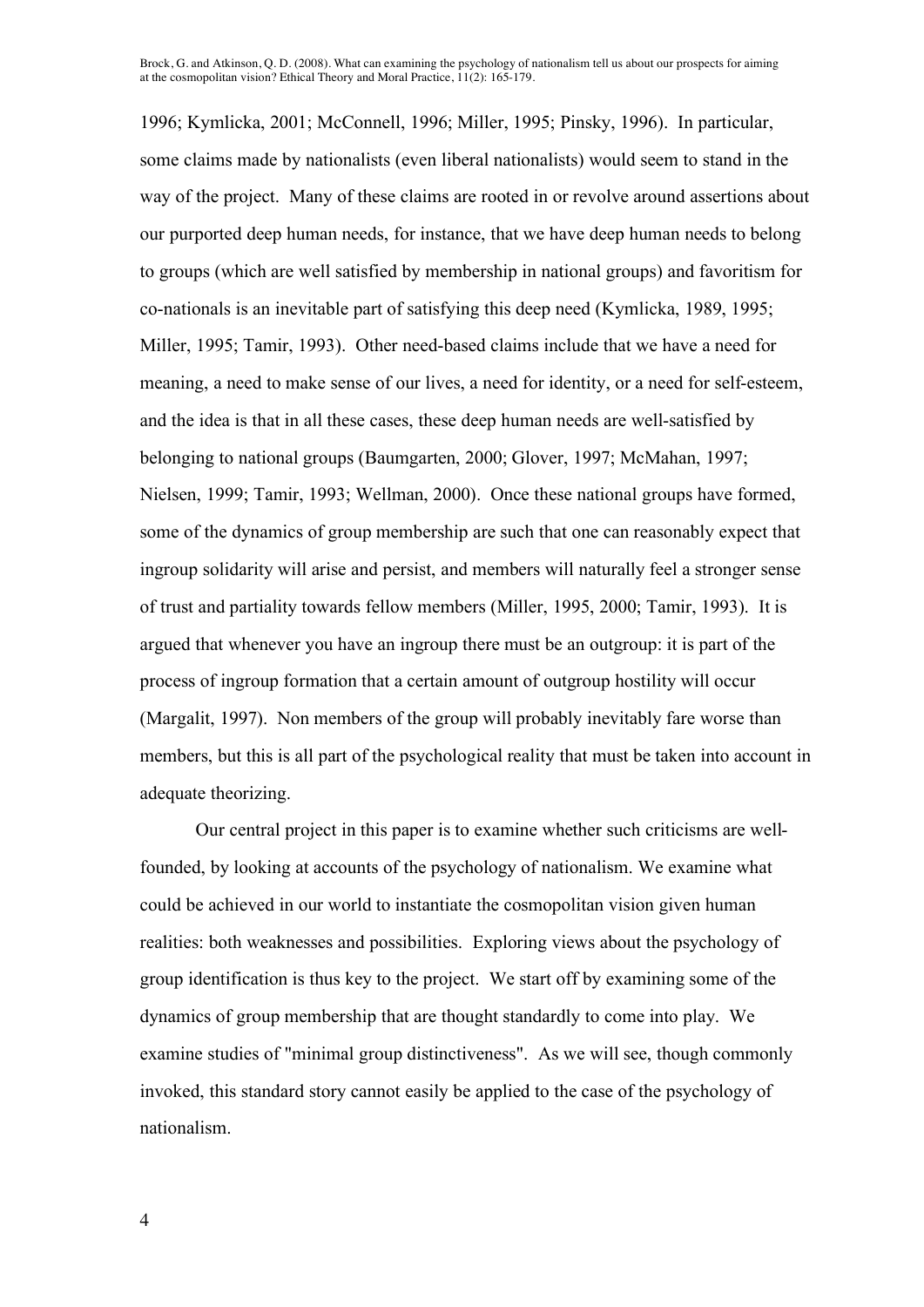1996; Kymlicka, 2001; McConnell, 1996; Miller, 1995; Pinsky, 1996). In particular, some claims made by nationalists (even liberal nationalists) would seem to stand in the way of the project. Many of these claims are rooted in or revolve around assertions about our purported deep human needs, for instance, that we have deep human needs to belong to groups (which are well satisfied by membership in national groups) and favoritism for co-nationals is an inevitable part of satisfying this deep need (Kymlicka, 1989, 1995; Miller, 1995; Tamir, 1993). Other need-based claims include that we have a need for meaning, a need to make sense of our lives, a need for identity, or a need for self-esteem, and the idea is that in all these cases, these deep human needs are well-satisfied by belonging to national groups (Baumgarten, 2000; Glover, 1997; McMahan, 1997; Nielsen, 1999; Tamir, 1993; Wellman, 2000). Once these national groups have formed, some of the dynamics of group membership are such that one can reasonably expect that ingroup solidarity will arise and persist, and members will naturally feel a stronger sense of trust and partiality towards fellow members (Miller, 1995, 2000; Tamir, 1993). It is argued that whenever you have an ingroup there must be an outgroup: it is part of the process of ingroup formation that a certain amount of outgroup hostility will occur (Margalit, 1997). Non members of the group will probably inevitably fare worse than members, but this is all part of the psychological reality that must be taken into account in adequate theorizing.

Our central project in this paper is to examine whether such criticisms are well-founded, by looking at accounts of the psychology of nationalism. We examine what could be achieved in our world to instantiate the cosmopolitan vision given human realities: both weaknesses and possibilities. Exploring views about the psychology of group identification is thus key to the project. We start off by examining some of the dynamics of group membership that are thought standardly to come into play. We examine studies of "minimal group distinctiveness". As we will see, though commonly invoked, this standard story cannot easily be applied to the case of the psychology of nationalism.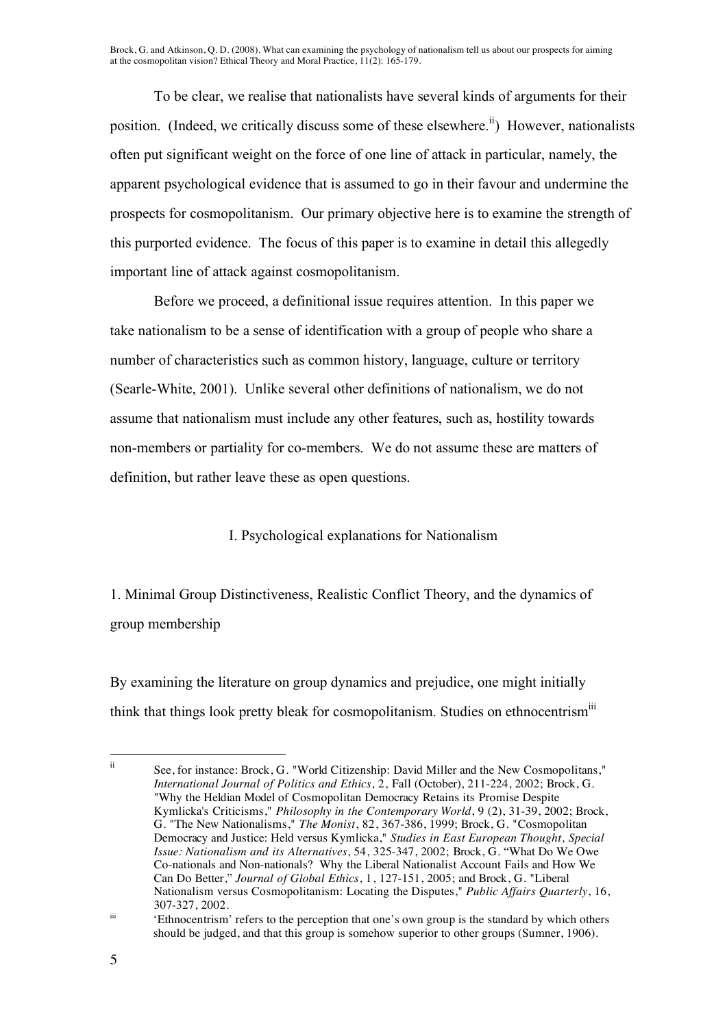To be clear, we realise that nationalists have several kinds of arguments for their position. (Indeed, we critically discuss some of these elsewhere.[ii]) However, nationalists often put significant weight on the force of one line of attack in particular, namely, the apparent psychological evidence that is assumed to go in their favour and undermine the prospects for cosmopolitanism. Our primary objective here is to examine the strength of this purported evidence. The focus of this paper is to examine in detail this allegedly important line of attack against cosmopolitanism.

Before we proceed, a definitional issue requires attention. In this paper we take nationalism to be a sense of identification with a group of people who share a number of characteristics such as common history, language, culture or territory (Searle-White, 2001). Unlike several other definitions of nationalism, we do not assume that nationalism must include any other features, such as, hostility towards non-members or partiality for co-members. We do not assume these are matters of definition, but rather leave these as open questions.

## I. Psychological explanations for Nationalism

### 1. Minimal Group Distinctiveness, Realistic Conflict Theory, and the dynamics of group membership

By examining the literature on group dynamics and prejudice, one might initially think that things look pretty bleak for cosmopolitanism. Studies on ethnocentrism[iii]

---

[ii] See, for instance: Brock, G. "World Citizenship: David Miller and the New Cosmopolitans," *International Journal of Politics and Ethics*, 2, Fall (October), 211-224, 2002; Brock, G. "Why the Heldian Model of Cosmopolitan Democracy Retains its Promise Despite Kymlicka's Criticisms," *Philosophy in the Contemporary World*, 9 (2), 31-39, 2002; Brock, G. "The New Nationalisms," *The Monist*, 82, 367-386, 1999; Brock, G. "Cosmopolitan Democracy and Justice: Held versus Kymlicka," *Studies in East European Thought, Special Issue: Nationalism and its Alternatives*, 54, 325-347, 2002; Brock, G. "What Do We Owe Co-nationals and Non-nationals? Why the Liberal Nationalist Account Fails and How We Can Do Better," *Journal of Global Ethics*, 1, 127-151, 2005; and Brock, G. "Liberal Nationalism versus Cosmopolitanism: Locating the Disputes," *Public Affairs Quarterly*, 16, 307-327, 2002.

[iii] 'Ethnocentrism' refers to the perception that one's own group is the standard by which others should be judged, and that this group is somehow superior to other groups (Sumner, 1906).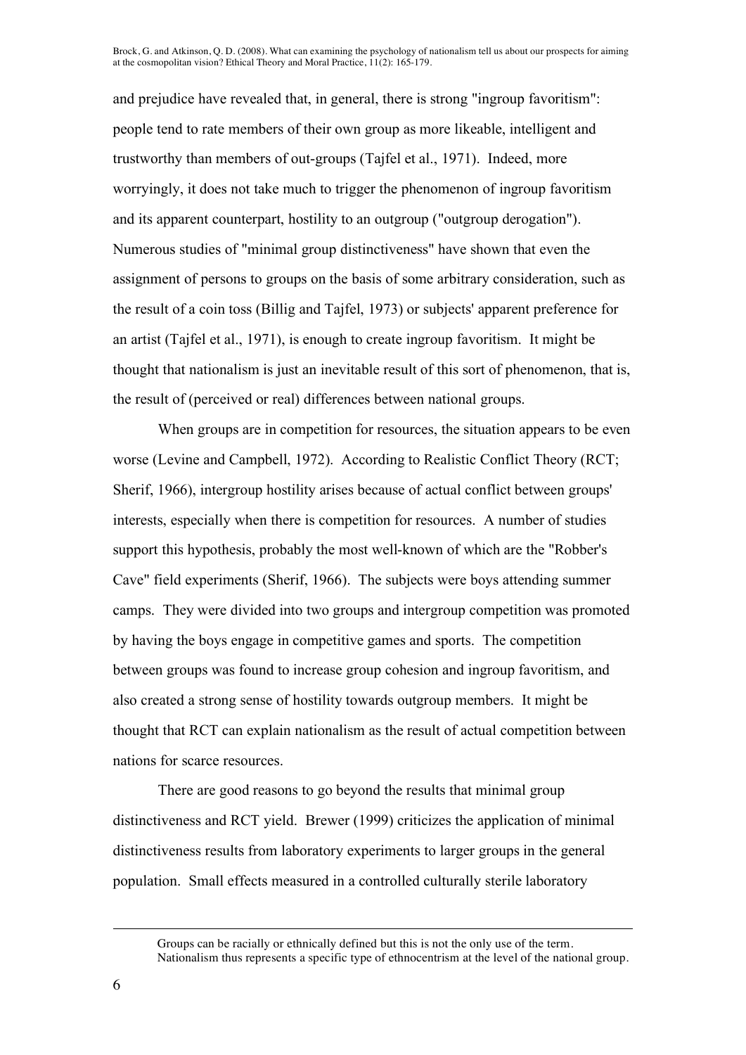and prejudice have revealed that, in general, there is strong "ingroup favoritism": people tend to rate members of their own group as more likeable, intelligent and trustworthy than members of out-groups (Tajfel et al., 1971). Indeed, more worryingly, it does not take much to trigger the phenomenon of ingroup favoritism and its apparent counterpart, hostility to an outgroup ("outgroup derogation"). Numerous studies of "minimal group distinctiveness" have shown that even the assignment of persons to groups on the basis of some arbitrary consideration, such as the result of a coin toss (Billig and Tajfel, 1973) or subjects' apparent preference for an artist (Tajfel et al., 1971), is enough to create ingroup favoritism. It might be thought that nationalism is just an inevitable result of this sort of phenomenon, that is, the result of (perceived or real) differences between national groups.

When groups are in competition for resources, the situation appears to be even worse (Levine and Campbell, 1972). According to Realistic Conflict Theory (RCT; Sherif, 1966), intergroup hostility arises because of actual conflict between groups' interests, especially when there is competition for resources. A number of studies support this hypothesis, probably the most well-known of which are the "Robber's Cave" field experiments (Sherif, 1966). The subjects were boys attending summer camps. They were divided into two groups and intergroup competition was promoted by having the boys engage in competitive games and sports. The competition between groups was found to increase group cohesion and ingroup favoritism, and also created a strong sense of hostility towards outgroup members. It might be thought that RCT can explain nationalism as the result of actual competition between nations for scarce resources.

There are good reasons to go beyond the results that minimal group distinctiveness and RCT yield. Brewer (1999) criticizes the application of minimal distinctiveness results from laboratory experiments to larger groups in the general population. Small effects measured in a controlled culturally sterile laboratory

---

Groups can be racially or ethnically defined but this is not the only use of the term. Nationalism thus represents a specific type of ethnocentrism at the level of the national group.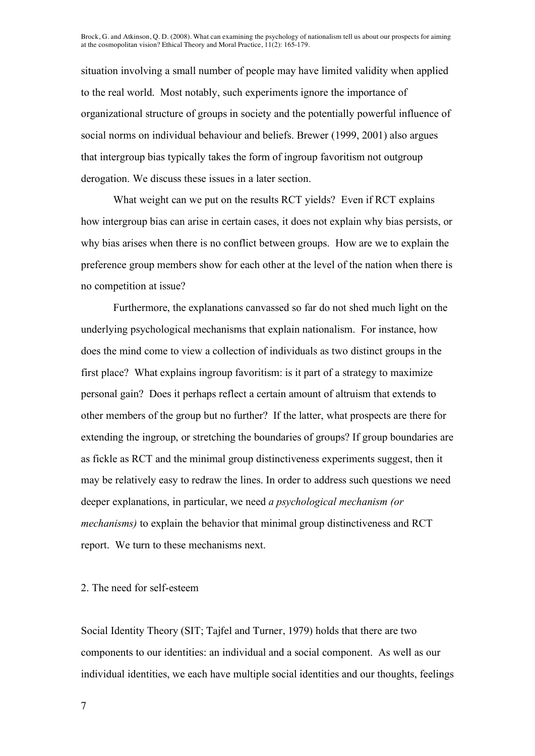situation involving a small number of people may have limited validity when applied to the real world. Most notably, such experiments ignore the importance of organizational structure of groups in society and the potentially powerful influence of social norms on individual behaviour and beliefs. Brewer (1999, 2001) also argues that intergroup bias typically takes the form of ingroup favoritism not outgroup derogation. We discuss these issues in a later section.

What weight can we put on the results RCT yields? Even if RCT explains how intergroup bias can arise in certain cases, it does not explain why bias persists, or why bias arises when there is no conflict between groups. How are we to explain the preference group members show for each other at the level of the nation when there is no competition at issue?

Furthermore, the explanations canvassed so far do not shed much light on the underlying psychological mechanisms that explain nationalism. For instance, how does the mind come to view a collection of individuals as two distinct groups in the first place? What explains ingroup favoritism: is it part of a strategy to maximize personal gain? Does it perhaps reflect a certain amount of altruism that extends to other members of the group but no further? If the latter, what prospects are there for extending the ingroup, or stretching the boundaries of groups? If group boundaries are as fickle as RCT and the minimal group distinctiveness experiments suggest, then it may be relatively easy to redraw the lines. In order to address such questions we need deeper explanations, in particular, we need *a psychological mechanism (or mechanisms)* to explain the behavior that minimal group distinctiveness and RCT report. We turn to these mechanisms next.

## 2. The need for self-esteem

Social Identity Theory (SIT; Tajfel and Turner, 1979) holds that there are two components to our identities: an individual and a social component. As well as our individual identities, we each have multiple social identities and our thoughts, feelings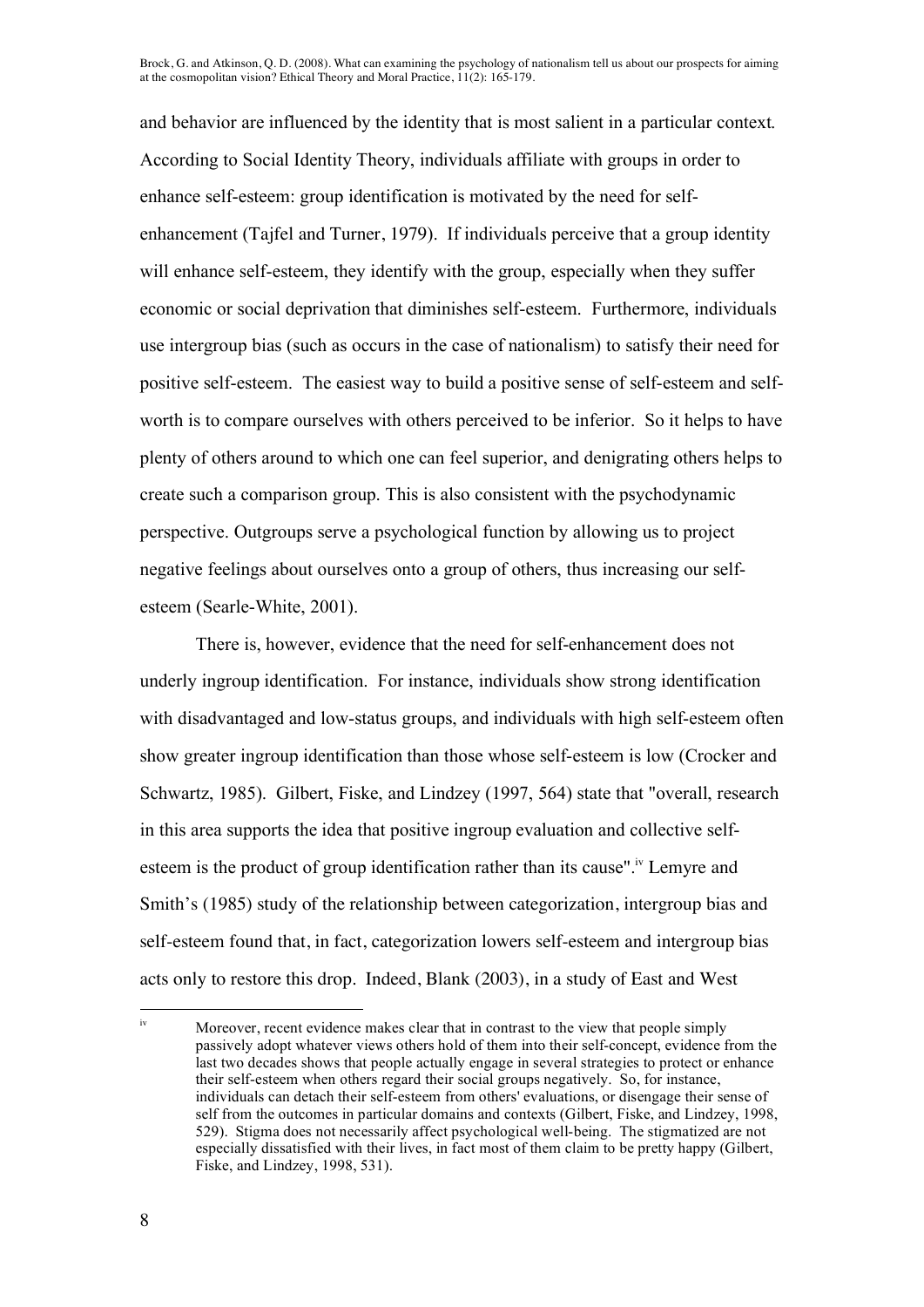and behavior are influenced by the identity that is most salient in a particular context. According to Social Identity Theory, individuals affiliate with groups in order to enhance self-esteem: group identification is motivated by the need for self-enhancement (Tajfel and Turner, 1979). If individuals perceive that a group identity will enhance self-esteem, they identify with the group, especially when they suffer economic or social deprivation that diminishes self-esteem. Furthermore, individuals use intergroup bias (such as occurs in the case of nationalism) to satisfy their need for positive self-esteem. The easiest way to build a positive sense of self-esteem and self-worth is to compare ourselves with others perceived to be inferior. So it helps to have plenty of others around to which one can feel superior, and denigrating others helps to create such a comparison group. This is also consistent with the psychodynamic perspective. Outgroups serve a psychological function by allowing us to project negative feelings about ourselves onto a group of others, thus increasing our self-esteem (Searle-White, 2001).

There is, however, evidence that the need for self-enhancement does not underly ingroup identification. For instance, individuals show strong identification with disadvantaged and low-status groups, and individuals with high self-esteem often show greater ingroup identification than those whose self-esteem is low (Crocker and Schwartz, 1985). Gilbert, Fiske, and Lindzey (1997, 564) state that "overall, research in this area supports the idea that positive ingroup evaluation and collective self-esteem is the product of group identification rather than its cause".[iv] Lemyre and Smith's (1985) study of the relationship between categorization, intergroup bias and self-esteem found that, in fact, categorization lowers self-esteem and intergroup bias acts only to restore this drop. Indeed, Blank (2003), in a study of East and West

---

[iv] Moreover, recent evidence makes clear that in contrast to the view that people simply passively adopt whatever views others hold of them into their self-concept, evidence from the last two decades shows that people actually engage in several strategies to protect or enhance their self-esteem when others regard their social groups negatively. So, for instance, individuals can detach their self-esteem from others' evaluations, or disengage their sense of self from the outcomes in particular domains and contexts (Gilbert, Fiske, and Lindzey, 1998, 529). Stigma does not necessarily affect psychological well-being. The stigmatized are not especially dissatisfied with their lives, in fact most of them claim to be pretty happy (Gilbert, Fiske, and Lindzey, 1998, 531).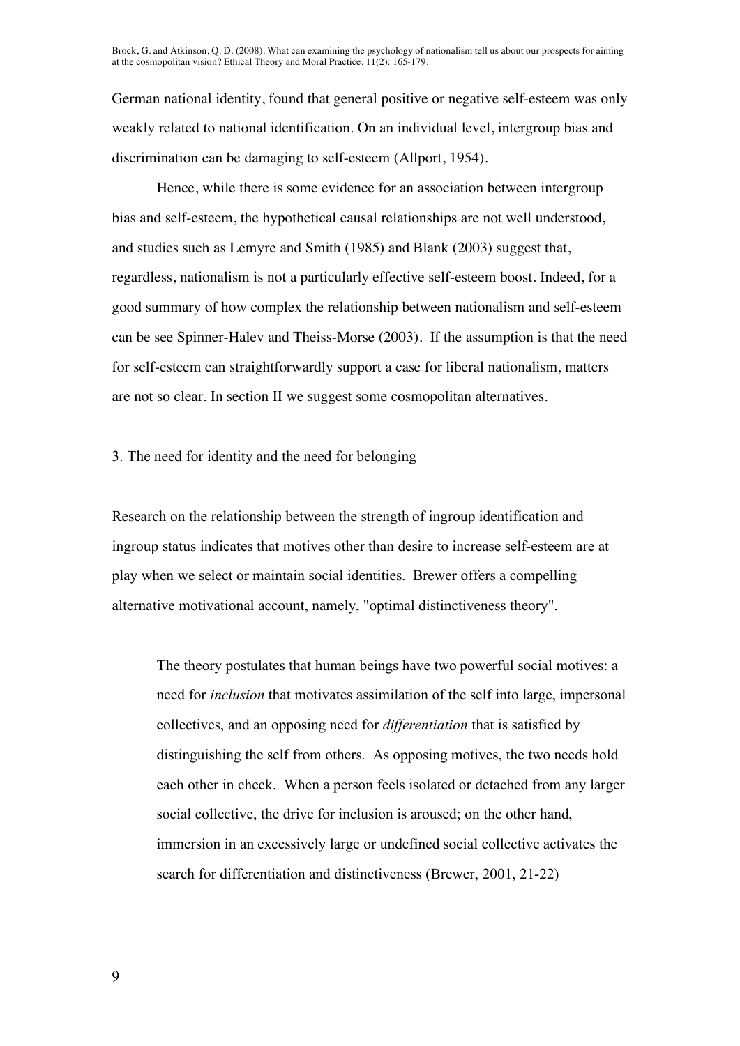German national identity, found that general positive or negative self-esteem was only weakly related to national identification. On an individual level, intergroup bias and discrimination can be damaging to self-esteem (Allport, 1954).

Hence, while there is some evidence for an association between intergroup bias and self-esteem, the hypothetical causal relationships are not well understood, and studies such as Lemyre and Smith (1985) and Blank (2003) suggest that, regardless, nationalism is not a particularly effective self-esteem boost. Indeed, for a good summary of how complex the relationship between nationalism and self-esteem can be see Spinner-Halev and Theiss-Morse (2003). If the assumption is that the need for self-esteem can straightforwardly support a case for liberal nationalism, matters are not so clear. In section II we suggest some cosmopolitan alternatives.

### 3. The need for identity and the need for belonging

Research on the relationship between the strength of ingroup identification and ingroup status indicates that motives other than desire to increase self-esteem are at play when we select or maintain social identities. Brewer offers a compelling alternative motivational account, namely, "optimal distinctiveness theory".

> The theory postulates that human beings have two powerful social motives: a need for *inclusion* that motivates assimilation of the self into large, impersonal collectives, and an opposing need for *differentiation* that is satisfied by distinguishing the self from others. As opposing motives, the two needs hold each other in check. When a person feels isolated or detached from any larger social collective, the drive for inclusion is aroused; on the other hand, immersion in an excessively large or undefined social collective activates the search for differentiation and distinctiveness (Brewer, 2001, 21-22)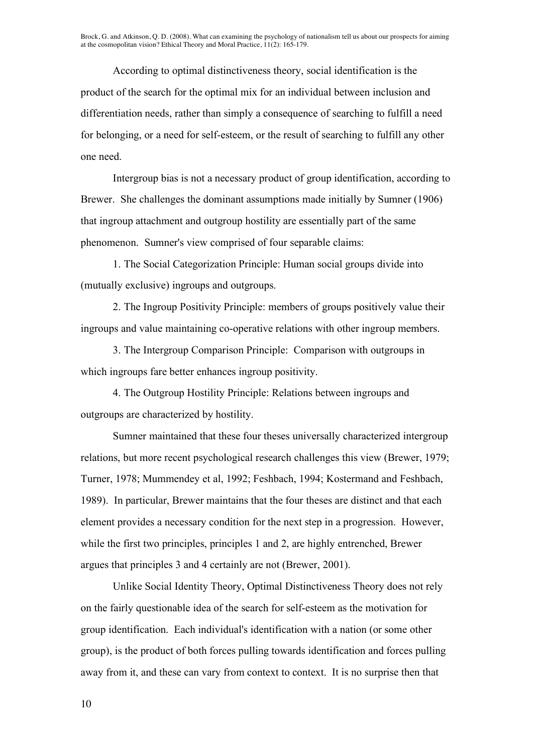According to optimal distinctiveness theory, social identification is the product of the search for the optimal mix for an individual between inclusion and differentiation needs, rather than simply a consequence of searching to fulfill a need for belonging, or a need for self-esteem, or the result of searching to fulfill any other one need.

Intergroup bias is not a necessary product of group identification, according to Brewer. She challenges the dominant assumptions made initially by Sumner (1906) that ingroup attachment and outgroup hostility are essentially part of the same phenomenon. Sumner's view comprised of four separable claims:

1. The Social Categorization Principle: Human social groups divide into (mutually exclusive) ingroups and outgroups.

2. The Ingroup Positivity Principle: members of groups positively value their ingroups and value maintaining co-operative relations with other ingroup members.

3. The Intergroup Comparison Principle: Comparison with outgroups in which ingroups fare better enhances ingroup positivity.

4. The Outgroup Hostility Principle: Relations between ingroups and outgroups are characterized by hostility.

Sumner maintained that these four theses universally characterized intergroup relations, but more recent psychological research challenges this view (Brewer, 1979; Turner, 1978; Mummendey et al, 1992; Feshbach, 1994; Kostermand and Feshbach, 1989). In particular, Brewer maintains that the four theses are distinct and that each element provides a necessary condition for the next step in a progression. However, while the first two principles, principles 1 and 2, are highly entrenched, Brewer argues that principles 3 and 4 certainly are not (Brewer, 2001).

Unlike Social Identity Theory, Optimal Distinctiveness Theory does not rely on the fairly questionable idea of the search for self-esteem as the motivation for group identification. Each individual's identification with a nation (or some other group), is the product of both forces pulling towards identification and forces pulling away from it, and these can vary from context to context. It is no surprise then that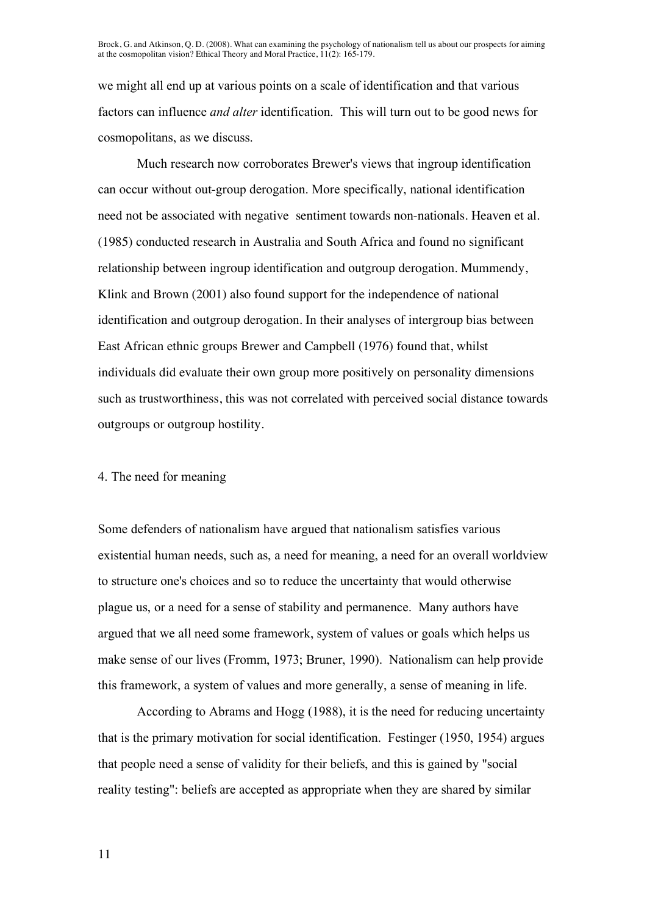we might all end up at various points on a scale of identification and that various factors can influence *and alter* identification. This will turn out to be good news for cosmopolitans, as we discuss.

Much research now corroborates Brewer's views that ingroup identification can occur without out-group derogation. More specifically, national identification need not be associated with negative sentiment towards non-nationals. Heaven et al. (1985) conducted research in Australia and South Africa and found no significant relationship between ingroup identification and outgroup derogation. Mummendy, Klink and Brown (2001) also found support for the independence of national identification and outgroup derogation. In their analyses of intergroup bias between East African ethnic groups Brewer and Campbell (1976) found that, whilst individuals did evaluate their own group more positively on personality dimensions such as trustworthiness, this was not correlated with perceived social distance towards outgroups or outgroup hostility.

## 4. The need for meaning

Some defenders of nationalism have argued that nationalism satisfies various existential human needs, such as, a need for meaning, a need for an overall worldview to structure one's choices and so to reduce the uncertainty that would otherwise plague us, or a need for a sense of stability and permanence. Many authors have argued that we all need some framework, system of values or goals which helps us make sense of our lives (Fromm, 1973; Bruner, 1990). Nationalism can help provide this framework, a system of values and more generally, a sense of meaning in life.

According to Abrams and Hogg (1988), it is the need for reducing uncertainty that is the primary motivation for social identification. Festinger (1950, 1954) argues that people need a sense of validity for their beliefs, and this is gained by "social reality testing": beliefs are accepted as appropriate when they are shared by similar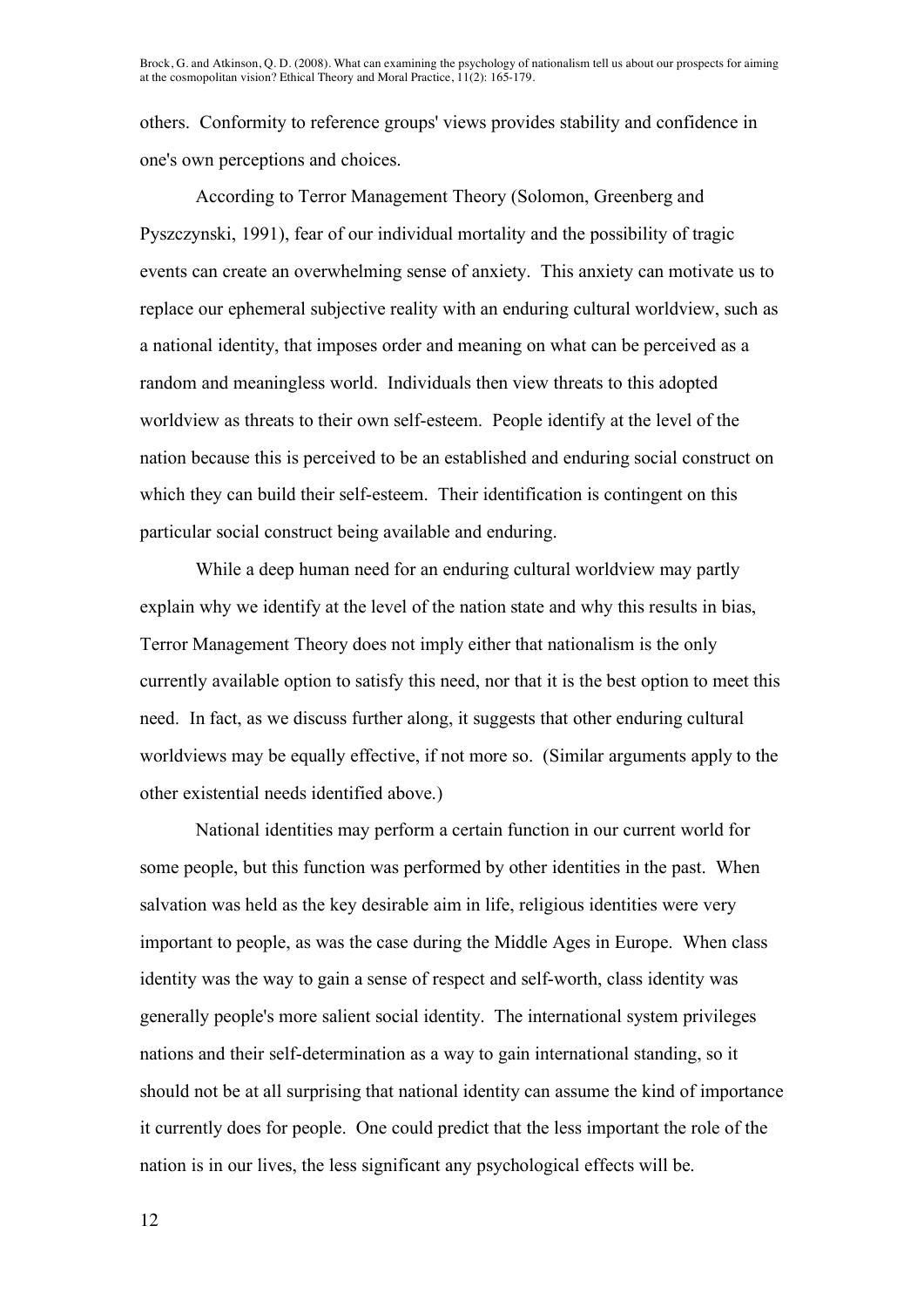others. Conformity to reference groups' views provides stability and confidence in one's own perceptions and choices.

According to Terror Management Theory (Solomon, Greenberg and Pyszczynski, 1991), fear of our individual mortality and the possibility of tragic events can create an overwhelming sense of anxiety. This anxiety can motivate us to replace our ephemeral subjective reality with an enduring cultural worldview, such as a national identity, that imposes order and meaning on what can be perceived as a random and meaningless world. Individuals then view threats to this adopted worldview as threats to their own self-esteem. People identify at the level of the nation because this is perceived to be an established and enduring social construct on which they can build their self-esteem. Their identification is contingent on this particular social construct being available and enduring.

While a deep human need for an enduring cultural worldview may partly explain why we identify at the level of the nation state and why this results in bias, Terror Management Theory does not imply either that nationalism is the only currently available option to satisfy this need, nor that it is the best option to meet this need. In fact, as we discuss further along, it suggests that other enduring cultural worldviews may be equally effective, if not more so. (Similar arguments apply to the other existential needs identified above.)

National identities may perform a certain function in our current world for some people, but this function was performed by other identities in the past. When salvation was held as the key desirable aim in life, religious identities were very important to people, as was the case during the Middle Ages in Europe. When class identity was the way to gain a sense of respect and self-worth, class identity was generally people's more salient social identity. The international system privileges nations and their self-determination as a way to gain international standing, so it should not be at all surprising that national identity can assume the kind of importance it currently does for people. One could predict that the less important the role of the nation is in our lives, the less significant any psychological effects will be.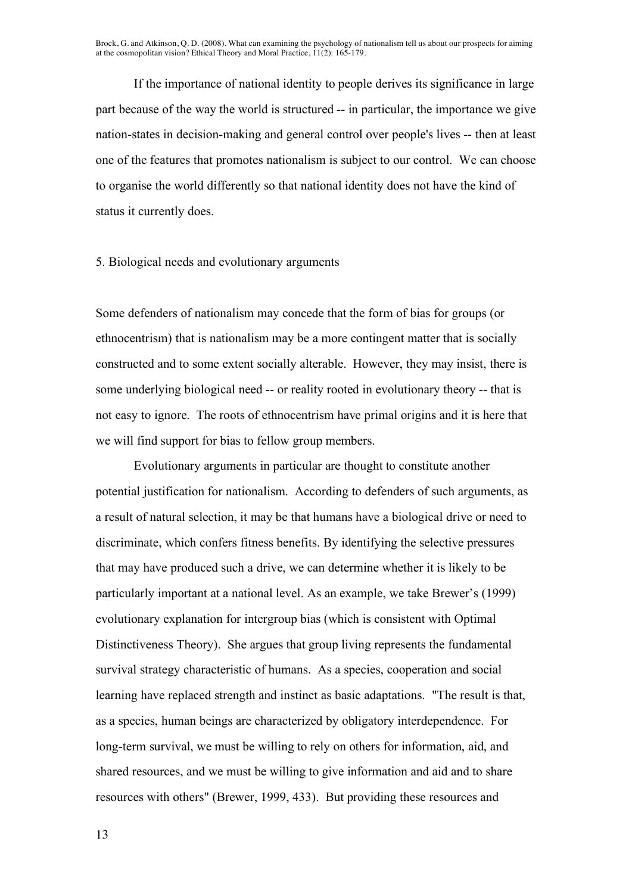If the importance of national identity to people derives its significance in large part because of the way the world is structured -- in particular, the importance we give nation-states in decision-making and general control over people's lives -- then at least one of the features that promotes nationalism is subject to our control. We can choose to organise the world differently so that national identity does not have the kind of status it currently does.

## 5. Biological needs and evolutionary arguments

Some defenders of nationalism may concede that the form of bias for groups (or ethnocentrism) that is nationalism may be a more contingent matter that is socially constructed and to some extent socially alterable. However, they may insist, there is some underlying biological need -- or reality rooted in evolutionary theory -- that is not easy to ignore. The roots of ethnocentrism have primal origins and it is here that we will find support for bias to fellow group members.

Evolutionary arguments in particular are thought to constitute another potential justification for nationalism. According to defenders of such arguments, as a result of natural selection, it may be that humans have a biological drive or need to discriminate, which confers fitness benefits. By identifying the selective pressures that may have produced such a drive, we can determine whether it is likely to be particularly important at a national level. As an example, we take Brewer's (1999) evolutionary explanation for intergroup bias (which is consistent with Optimal Distinctiveness Theory). She argues that group living represents the fundamental survival strategy characteristic of humans. As a species, cooperation and social learning have replaced strength and instinct as basic adaptations. "The result is that, as a species, human beings are characterized by obligatory interdependence. For long-term survival, we must be willing to rely on others for information, aid, and shared resources, and we must be willing to give information and aid and to share resources with others" (Brewer, 1999, 433). But providing these resources and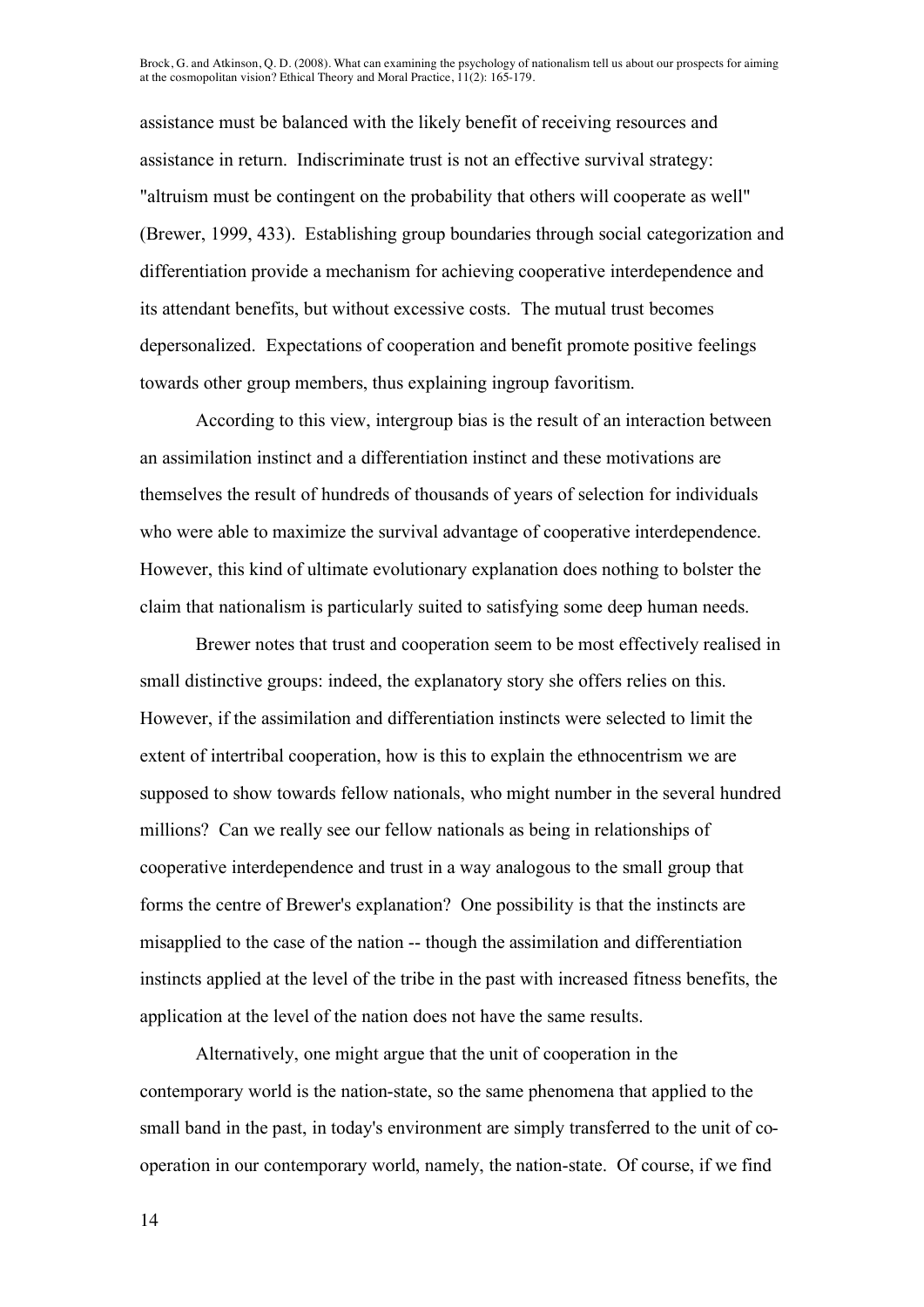assistance must be balanced with the likely benefit of receiving resources and assistance in return. Indiscriminate trust is not an effective survival strategy: "altruism must be contingent on the probability that others will cooperate as well" (Brewer, 1999, 433). Establishing group boundaries through social categorization and differentiation provide a mechanism for achieving cooperative interdependence and its attendant benefits, but without excessive costs. The mutual trust becomes depersonalized. Expectations of cooperation and benefit promote positive feelings towards other group members, thus explaining ingroup favoritism.

According to this view, intergroup bias is the result of an interaction between an assimilation instinct and a differentiation instinct and these motivations are themselves the result of hundreds of thousands of years of selection for individuals who were able to maximize the survival advantage of cooperative interdependence. However, this kind of ultimate evolutionary explanation does nothing to bolster the claim that nationalism is particularly suited to satisfying some deep human needs.

Brewer notes that trust and cooperation seem to be most effectively realised in small distinctive groups: indeed, the explanatory story she offers relies on this. However, if the assimilation and differentiation instincts were selected to limit the extent of intertribal cooperation, how is this to explain the ethnocentrism we are supposed to show towards fellow nationals, who might number in the several hundred millions? Can we really see our fellow nationals as being in relationships of cooperative interdependence and trust in a way analogous to the small group that forms the centre of Brewer's explanation? One possibility is that the instincts are misapplied to the case of the nation -- though the assimilation and differentiation instincts applied at the level of the tribe in the past with increased fitness benefits, the application at the level of the nation does not have the same results.

Alternatively, one might argue that the unit of cooperation in the contemporary world is the nation-state, so the same phenomena that applied to the small band in the past, in today's environment are simply transferred to the unit of co-operation in our contemporary world, namely, the nation-state. Of course, if we find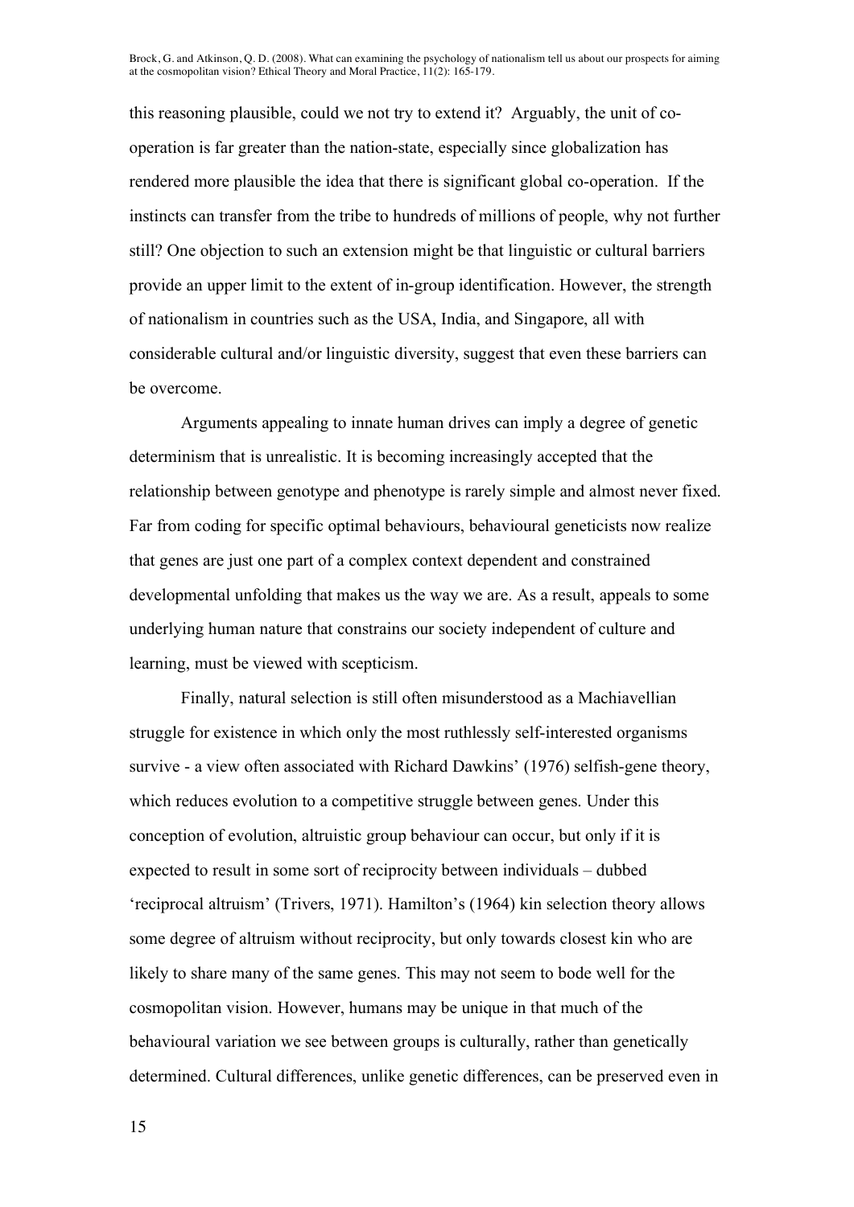this reasoning plausible, could we not try to extend it? Arguably, the unit of co-operation is far greater than the nation-state, especially since globalization has rendered more plausible the idea that there is significant global co-operation. If the instincts can transfer from the tribe to hundreds of millions of people, why not further still? One objection to such an extension might be that linguistic or cultural barriers provide an upper limit to the extent of in-group identification. However, the strength of nationalism in countries such as the USA, India, and Singapore, all with considerable cultural and/or linguistic diversity, suggest that even these barriers can be overcome.

Arguments appealing to innate human drives can imply a degree of genetic determinism that is unrealistic. It is becoming increasingly accepted that the relationship between genotype and phenotype is rarely simple and almost never fixed. Far from coding for specific optimal behaviours, behavioural geneticists now realize that genes are just one part of a complex context dependent and constrained developmental unfolding that makes us the way we are. As a result, appeals to some underlying human nature that constrains our society independent of culture and learning, must be viewed with scepticism.

Finally, natural selection is still often misunderstood as a Machiavellian struggle for existence in which only the most ruthlessly self-interested organisms survive - a view often associated with Richard Dawkins' (1976) selfish-gene theory, which reduces evolution to a competitive struggle between genes. Under this conception of evolution, altruistic group behaviour can occur, but only if it is expected to result in some sort of reciprocity between individuals – dubbed 'reciprocal altruism' (Trivers, 1971). Hamilton's (1964) kin selection theory allows some degree of altruism without reciprocity, but only towards closest kin who are likely to share many of the same genes. This may not seem to bode well for the cosmopolitan vision. However, humans may be unique in that much of the behavioural variation we see between groups is culturally, rather than genetically determined. Cultural differences, unlike genetic differences, can be preserved even in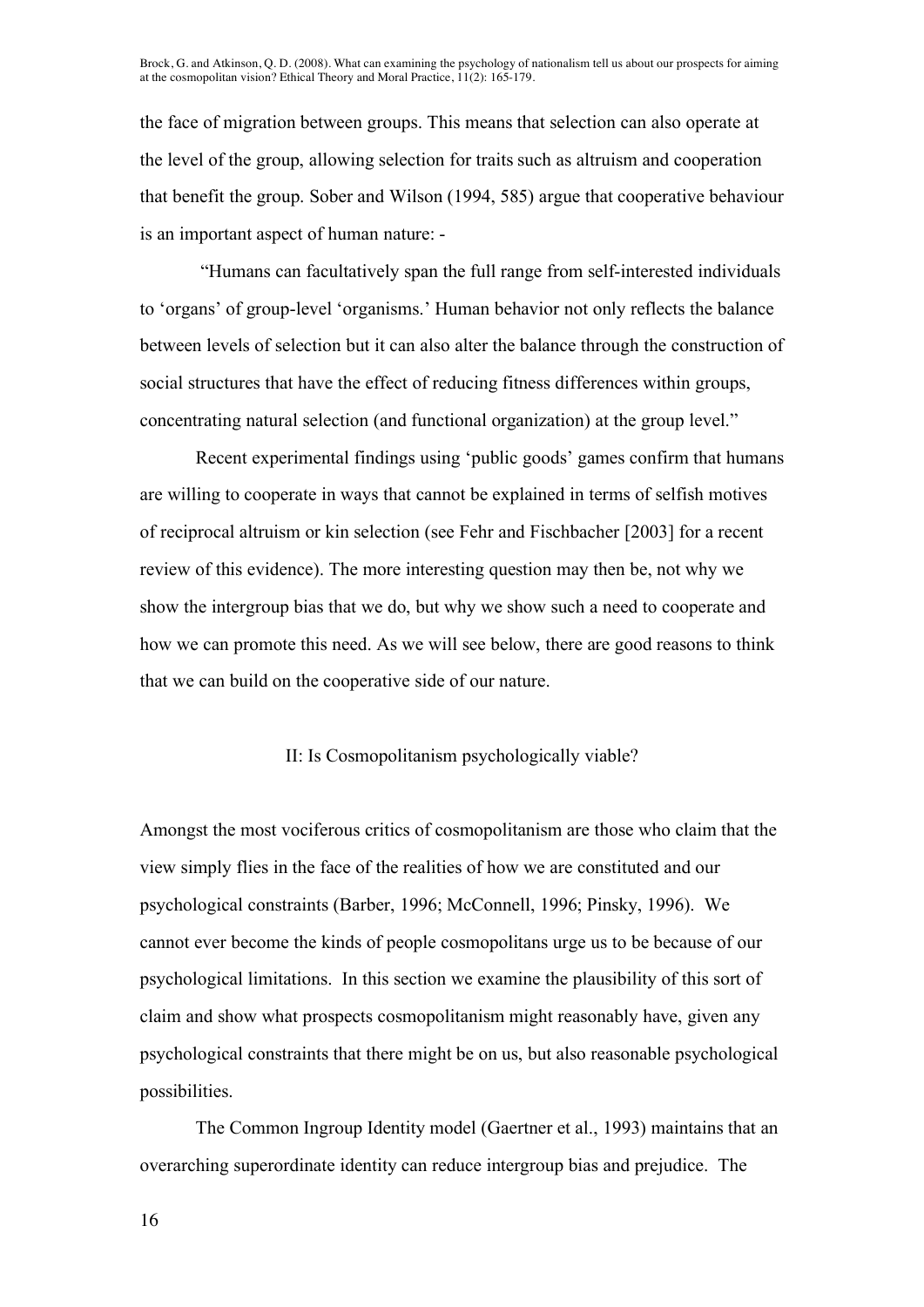the face of migration between groups. This means that selection can also operate at the level of the group, allowing selection for traits such as altruism and cooperation that benefit the group. Sober and Wilson (1994, 585) argue that cooperative behaviour is an important aspect of human nature: -

> "Humans can facultatively span the full range from self-interested individuals to 'organs' of group-level 'organisms.' Human behavior not only reflects the balance between levels of selection but it can also alter the balance through the construction of social structures that have the effect of reducing fitness differences within groups, concentrating natural selection (and functional organization) at the group level."

Recent experimental findings using 'public goods' games confirm that humans are willing to cooperate in ways that cannot be explained in terms of selfish motives of reciprocal altruism or kin selection (see Fehr and Fischbacher [2003] for a recent review of this evidence). The more interesting question may then be, not why we show the intergroup bias that we do, but why we show such a need to cooperate and how we can promote this need. As we will see below, there are good reasons to think that we can build on the cooperative side of our nature.

## II: Is Cosmopolitanism psychologically viable?

Amongst the most vociferous critics of cosmopolitanism are those who claim that the view simply flies in the face of the realities of how we are constituted and our psychological constraints (Barber, 1996; McConnell, 1996; Pinsky, 1996). We cannot ever become the kinds of people cosmopolitans urge us to be because of our psychological limitations. In this section we examine the plausibility of this sort of claim and show what prospects cosmopolitanism might reasonably have, given any psychological constraints that there might be on us, but also reasonable psychological possibilities.

The Common Ingroup Identity model (Gaertner et al., 1993) maintains that an overarching superordinate identity can reduce intergroup bias and prejudice. The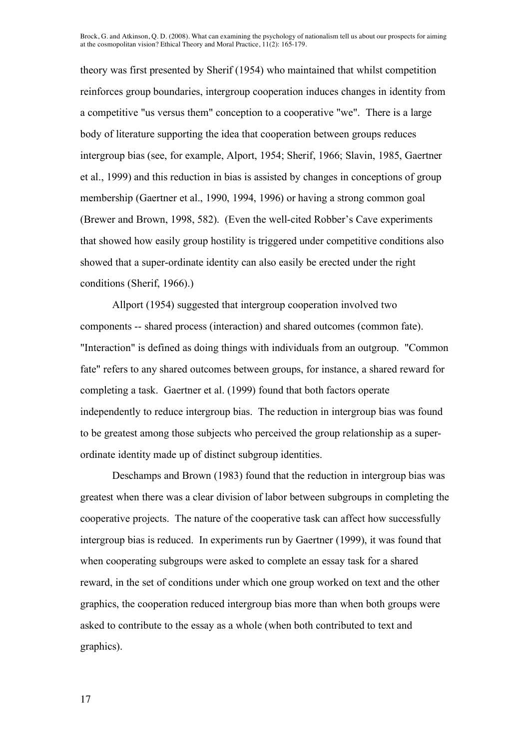theory was first presented by Sherif (1954) who maintained that whilst competition reinforces group boundaries, intergroup cooperation induces changes in identity from a competitive "us versus them" conception to a cooperative "we". There is a large body of literature supporting the idea that cooperation between groups reduces intergroup bias (see, for example, Alport, 1954; Sherif, 1966; Slavin, 1985, Gaertner et al., 1999) and this reduction in bias is assisted by changes in conceptions of group membership (Gaertner et al., 1990, 1994, 1996) or having a strong common goal (Brewer and Brown, 1998, 582). (Even the well-cited Robber's Cave experiments that showed how easily group hostility is triggered under competitive conditions also showed that a super-ordinate identity can also easily be erected under the right conditions (Sherif, 1966).)

Allport (1954) suggested that intergroup cooperation involved two components -- shared process (interaction) and shared outcomes (common fate). "Interaction" is defined as doing things with individuals from an outgroup. "Common fate" refers to any shared outcomes between groups, for instance, a shared reward for completing a task. Gaertner et al. (1999) found that both factors operate independently to reduce intergroup bias. The reduction in intergroup bias was found to be greatest among those subjects who perceived the group relationship as a super-ordinate identity made up of distinct subgroup identities.

Deschamps and Brown (1983) found that the reduction in intergroup bias was greatest when there was a clear division of labor between subgroups in completing the cooperative projects. The nature of the cooperative task can affect how successfully intergroup bias is reduced. In experiments run by Gaertner (1999), it was found that when cooperating subgroups were asked to complete an essay task for a shared reward, in the set of conditions under which one group worked on text and the other graphics, the cooperation reduced intergroup bias more than when both groups were asked to contribute to the essay as a whole (when both contributed to text and graphics).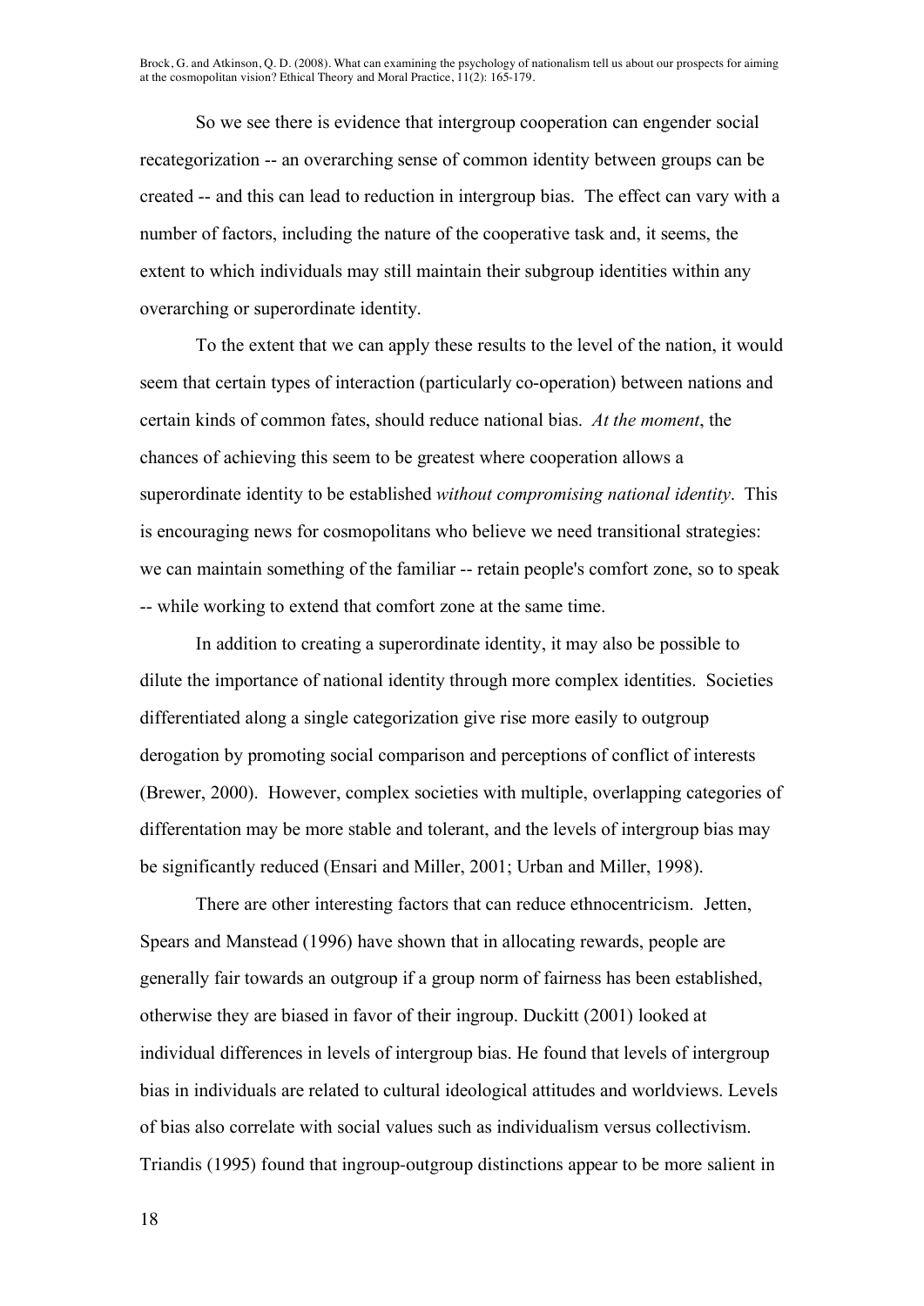So we see there is evidence that intergroup cooperation can engender social recategorization -- an overarching sense of common identity between groups can be created -- and this can lead to reduction in intergroup bias. The effect can vary with a number of factors, including the nature of the cooperative task and, it seems, the extent to which individuals may still maintain their subgroup identities within any overarching or superordinate identity.

To the extent that we can apply these results to the level of the nation, it would seem that certain types of interaction (particularly co-operation) between nations and certain kinds of common fates, should reduce national bias. *At the moment*, the chances of achieving this seem to be greatest where cooperation allows a superordinate identity to be established *without compromising national identity*. This is encouraging news for cosmopolitans who believe we need transitional strategies: we can maintain something of the familiar -- retain people's comfort zone, so to speak -- while working to extend that comfort zone at the same time.

In addition to creating a superordinate identity, it may also be possible to dilute the importance of national identity through more complex identities. Societies differentiated along a single categorization give rise more easily to outgroup derogation by promoting social comparison and perceptions of conflict of interests (Brewer, 2000). However, complex societies with multiple, overlapping categories of differentation may be more stable and tolerant, and the levels of intergroup bias may be significantly reduced (Ensari and Miller, 2001; Urban and Miller, 1998).

There are other interesting factors that can reduce ethnocentricism. Jetten, Spears and Manstead (1996) have shown that in allocating rewards, people are generally fair towards an outgroup if a group norm of fairness has been established, otherwise they are biased in favor of their ingroup. Duckitt (2001) looked at individual differences in levels of intergroup bias. He found that levels of intergroup bias in individuals are related to cultural ideological attitudes and worldviews. Levels of bias also correlate with social values such as individualism versus collectivism. Triandis (1995) found that ingroup-outgroup distinctions appear to be more salient in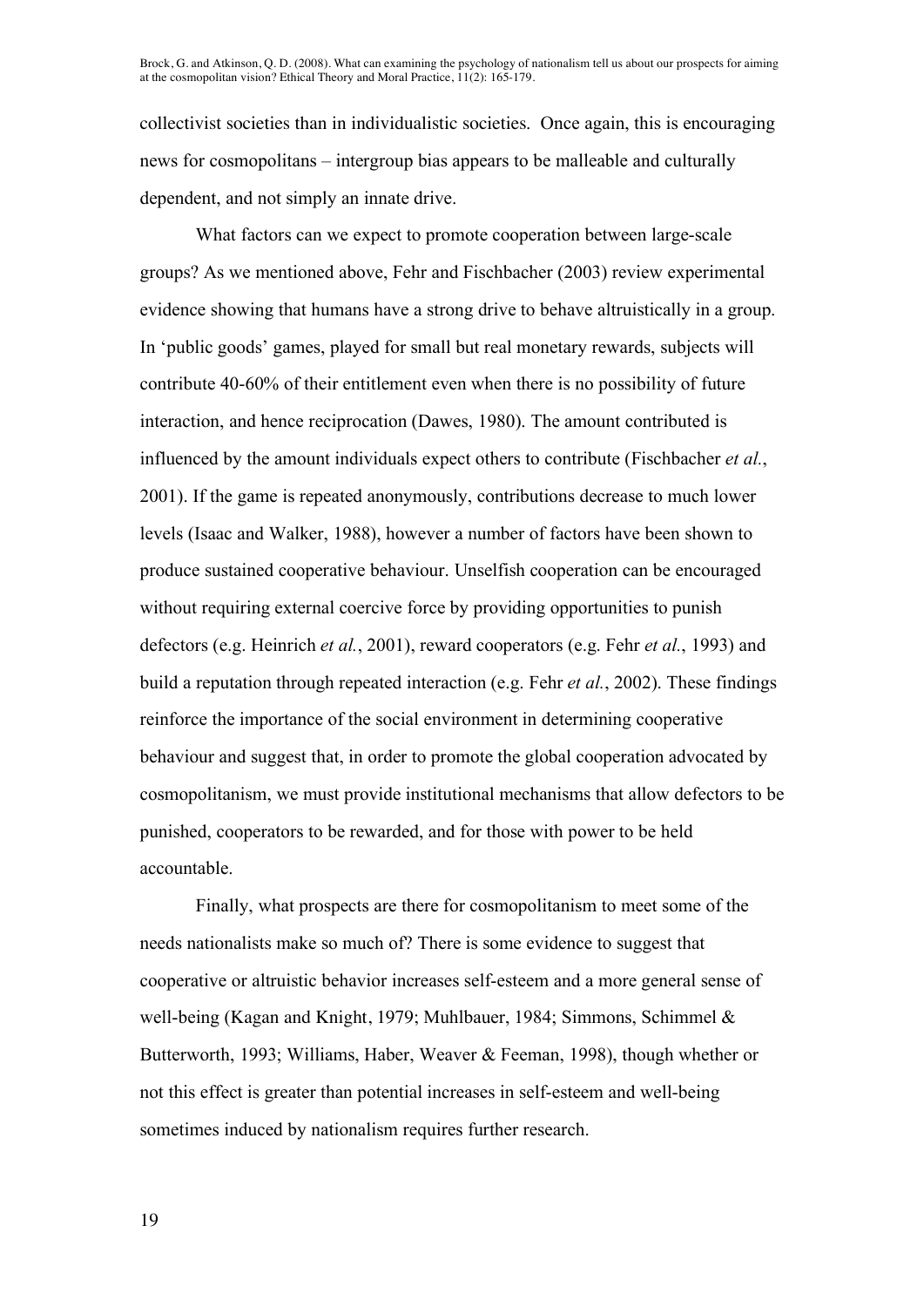collectivist societies than in individualistic societies. Once again, this is encouraging news for cosmopolitans – intergroup bias appears to be malleable and culturally dependent, and not simply an innate drive.

What factors can we expect to promote cooperation between large-scale groups? As we mentioned above, Fehr and Fischbacher (2003) review experimental evidence showing that humans have a strong drive to behave altruistically in a group. In 'public goods' games, played for small but real monetary rewards, subjects will contribute 40-60% of their entitlement even when there is no possibility of future interaction, and hence reciprocation (Dawes, 1980). The amount contributed is influenced by the amount individuals expect others to contribute (Fischbacher *et al.*, 2001). If the game is repeated anonymously, contributions decrease to much lower levels (Isaac and Walker, 1988), however a number of factors have been shown to produce sustained cooperative behaviour. Unselfish cooperation can be encouraged without requiring external coercive force by providing opportunities to punish defectors (e.g. Heinrich *et al.*, 2001), reward cooperators (e.g. Fehr *et al.*, 1993) and build a reputation through repeated interaction (e.g. Fehr *et al.*, 2002). These findings reinforce the importance of the social environment in determining cooperative behaviour and suggest that, in order to promote the global cooperation advocated by cosmopolitanism, we must provide institutional mechanisms that allow defectors to be punished, cooperators to be rewarded, and for those with power to be held accountable.

Finally, what prospects are there for cosmopolitanism to meet some of the needs nationalists make so much of? There is some evidence to suggest that cooperative or altruistic behavior increases self-esteem and a more general sense of well-being (Kagan and Knight, 1979; Muhlbauer, 1984; Simmons, Schimmel & Butterworth, 1993; Williams, Haber, Weaver & Feeman, 1998), though whether or not this effect is greater than potential increases in self-esteem and well-being sometimes induced by nationalism requires further research.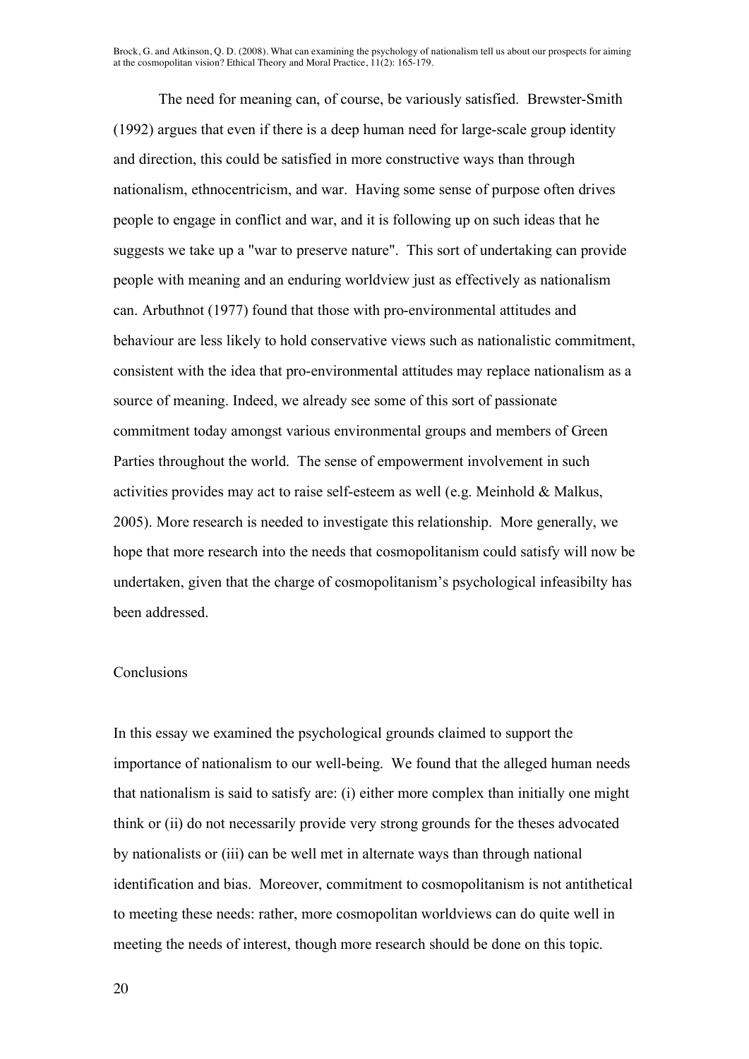The need for meaning can, of course, be variously satisfied. Brewster-Smith (1992) argues that even if there is a deep human need for large-scale group identity and direction, this could be satisfied in more constructive ways than through nationalism, ethnocentricism, and war. Having some sense of purpose often drives people to engage in conflict and war, and it is following up on such ideas that he suggests we take up a "war to preserve nature". This sort of undertaking can provide people with meaning and an enduring worldview just as effectively as nationalism can. Arbuthnot (1977) found that those with pro-environmental attitudes and behaviour are less likely to hold conservative views such as nationalistic commitment, consistent with the idea that pro-environmental attitudes may replace nationalism as a source of meaning. Indeed, we already see some of this sort of passionate commitment today amongst various environmental groups and members of Green Parties throughout the world. The sense of empowerment involvement in such activities provides may act to raise self-esteem as well (e.g. Meinhold & Malkus, 2005). More research is needed to investigate this relationship. More generally, we hope that more research into the needs that cosmopolitanism could satisfy will now be undertaken, given that the charge of cosmopolitanism's psychological infeasibilty has been addressed.

## Conclusions

In this essay we examined the psychological grounds claimed to support the importance of nationalism to our well-being. We found that the alleged human needs that nationalism is said to satisfy are: (i) either more complex than initially one might think or (ii) do not necessarily provide very strong grounds for the theses advocated by nationalists or (iii) can be well met in alternate ways than through national identification and bias. Moreover, commitment to cosmopolitanism is not antithetical to meeting these needs: rather, more cosmopolitan worldviews can do quite well in meeting the needs of interest, though more research should be done on this topic.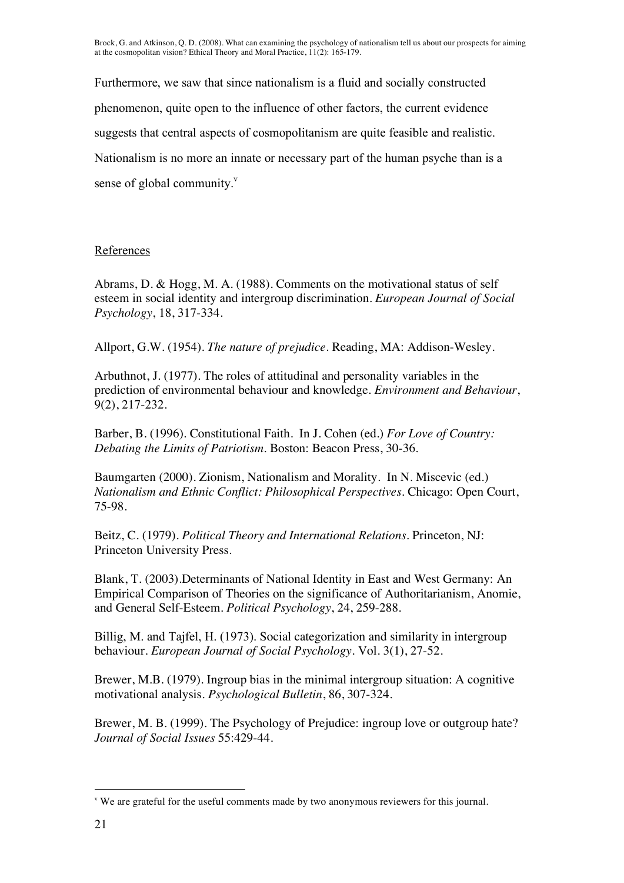Furthermore, we saw that since nationalism is a fluid and socially constructed phenomenon, quite open to the influence of other factors, the current evidence suggests that central aspects of cosmopolitanism are quite feasible and realistic. Nationalism is no more an innate or necessary part of the human psyche than is a sense of global community.[v]

References

Abrams, D. & Hogg, M. A. (1988). Comments on the motivational status of self esteem in social identity and intergroup discrimination. *European Journal of Social Psychology*, 18, 317-334.

Allport, G.W. (1954). *The nature of prejudice*. Reading, MA: Addison-Wesley.

Arbuthnot, J. (1977). The roles of attitudinal and personality variables in the prediction of environmental behaviour and knowledge. *Environment and Behaviour*, 9(2), 217-232.

Barber, B. (1996). Constitutional Faith. In J. Cohen (ed.) *For Love of Country: Debating the Limits of Patriotism*. Boston: Beacon Press, 30-36.

Baumgarten (2000). Zionism, Nationalism and Morality. In N. Miscevic (ed.) *Nationalism and Ethnic Conflict: Philosophical Perspectives*. Chicago: Open Court, 75-98.

Beitz, C. (1979). *Political Theory and International Relations*. Princeton, NJ: Princeton University Press.

Blank, T. (2003).Determinants of National Identity in East and West Germany: An Empirical Comparison of Theories on the significance of Authoritarianism, Anomie, and General Self-Esteem. *Political Psychology*, 24, 259-288.

Billig, M. and Tajfel, H. (1973). Social categorization and similarity in intergroup behaviour. *European Journal of Social Psychology*. Vol. 3(1), 27-52.

Brewer, M.B. (1979). Ingroup bias in the minimal intergroup situation: A cognitive motivational analysis. *Psychological Bulletin*, 86, 307-324.

Brewer, M. B. (1999). The Psychology of Prejudice: ingroup love or outgroup hate? *Journal of Social Issues* 55:429-44.

[v] We are grateful for the useful comments made by two anonymous reviewers for this journal.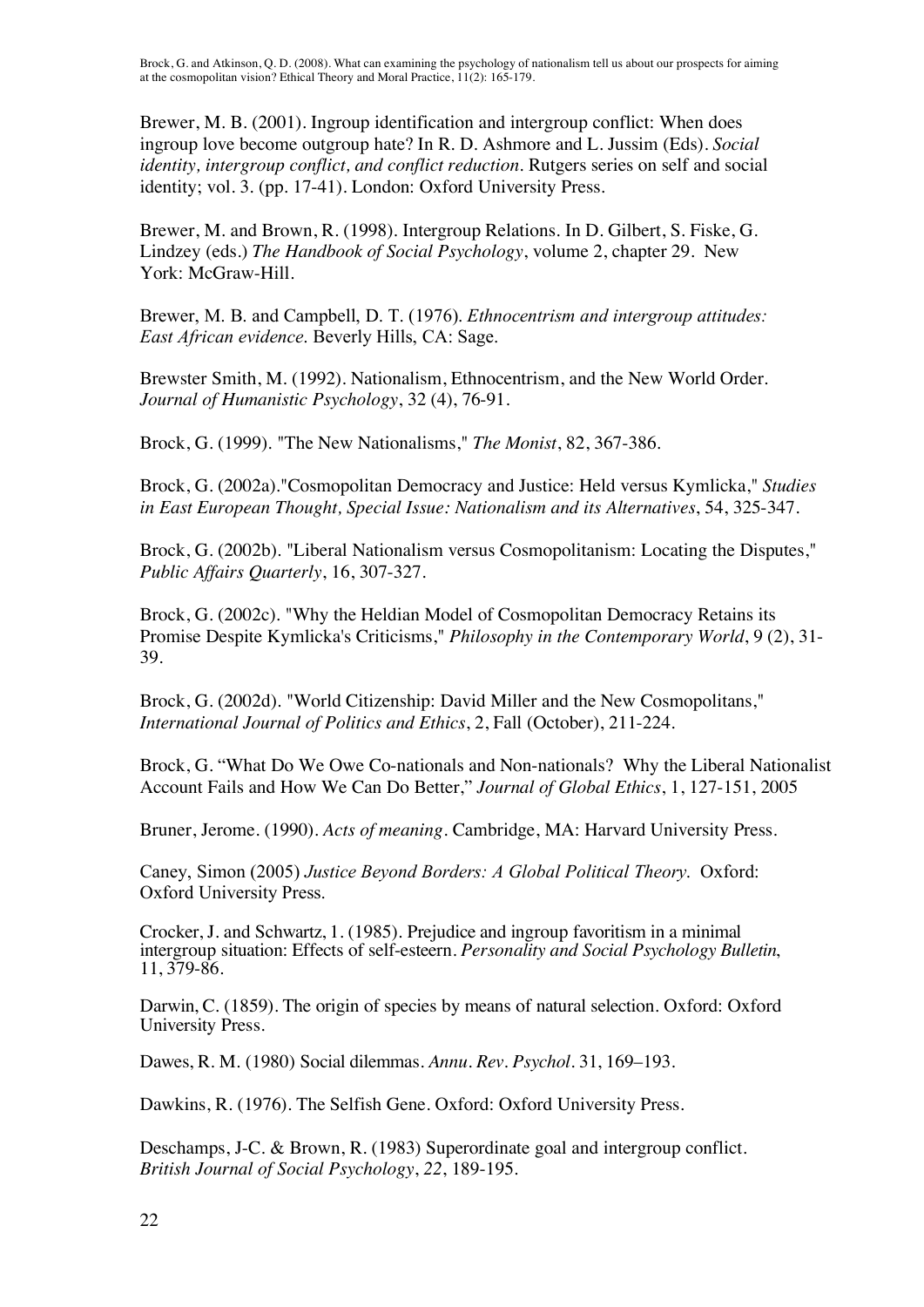Brewer, M. B. (2001). Ingroup identification and intergroup conflict: When does ingroup love become outgroup hate? In R. D. Ashmore and L. Jussim (Eds). *Social identity, intergroup conflict, and conflict reduction*. Rutgers series on self and social identity; vol. 3. (pp. 17-41). London: Oxford University Press.

Brewer, M. and Brown, R. (1998). Intergroup Relations. In D. Gilbert, S. Fiske, G. Lindzey (eds.) *The Handbook of Social Psychology*, volume 2, chapter 29. New York: McGraw-Hill.

Brewer, M. B. and Campbell, D. T. (1976). *Ethnocentrism and intergroup attitudes: East African evidence.* Beverly Hills, CA: Sage.

Brewster Smith, M. (1992). Nationalism, Ethnocentrism, and the New World Order. *Journal of Humanistic Psychology*, 32 (4), 76-91.

Brock, G. (1999). "The New Nationalisms," *The Monist*, 82, 367-386.

Brock, G. (2002a)."Cosmopolitan Democracy and Justice: Held versus Kymlicka," *Studies in East European Thought, Special Issue: Nationalism and its Alternatives*, 54, 325-347.

Brock, G. (2002b). "Liberal Nationalism versus Cosmopolitanism: Locating the Disputes," *Public Affairs Quarterly*, 16, 307-327.

Brock, G. (2002c). "Why the Heldian Model of Cosmopolitan Democracy Retains its Promise Despite Kymlicka's Criticisms," *Philosophy in the Contemporary World*, 9 (2), 31-39.

Brock, G. (2002d). "World Citizenship: David Miller and the New Cosmopolitans," *International Journal of Politics and Ethics*, 2, Fall (October), 211-224.

Brock, G. "What Do We Owe Co-nationals and Non-nationals? Why the Liberal Nationalist Account Fails and How We Can Do Better," *Journal of Global Ethics*, 1, 127-151, 2005

Bruner, Jerome. (1990). *Acts of meaning*. Cambridge, MA: Harvard University Press.

Caney, Simon (2005) *Justice Beyond Borders: A Global Political Theory.* Oxford: Oxford University Press.

Crocker, J. and Schwartz, 1. (1985). Prejudice and ingroup favoritism in a minimal intergroup situation: Effects of self-esteern. *Personality and Social Psychology Bulletin*, 11, 379-86.

Darwin, C. (1859). The origin of species by means of natural selection. Oxford: Oxford University Press.

Dawes, R. M. (1980) Social dilemmas. *Annu. Rev. Psychol*. 31, 169–193.

Dawkins, R. (1976). The Selfish Gene. Oxford: Oxford University Press.

Deschamps, J-C. & Brown, R. (1983) Superordinate goal and intergroup conflict. *British Journal of Social Psychology*, *22*, 189-195.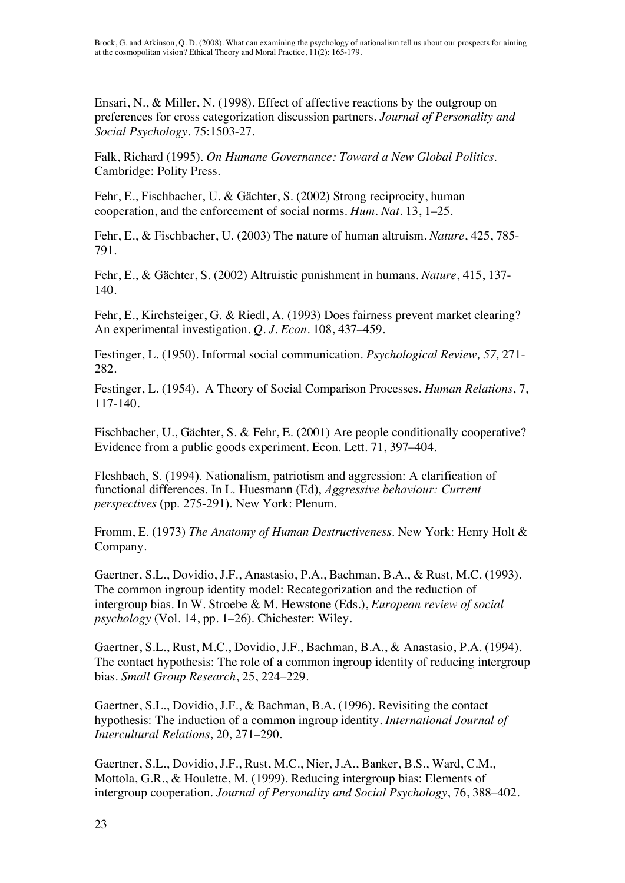Ensari, N., & Miller, N. (1998). Effect of affective reactions by the outgroup on preferences for cross categorization discussion partners. *Journal of Personality and Social Psychology*. 75:1503-27.

Falk, Richard (1995). *On Humane Governance: Toward a New Global Politics*. Cambridge: Polity Press.

Fehr, E., Fischbacher, U. & Gächter, S. (2002) Strong reciprocity, human cooperation, and the enforcement of social norms. *Hum. Nat*. 13, 1–25.

Fehr, E., & Fischbacher, U. (2003) The nature of human altruism. *Nature*, 425, 785-791.

Fehr, E., & Gächter, S. (2002) Altruistic punishment in humans. *Nature*, 415, 137-140.

Fehr, E., Kirchsteiger, G. & Riedl, A. (1993) Does fairness prevent market clearing? An experimental investigation. *Q. J. Econ*. 108, 437–459.

Festinger, L. (1950). Informal social communication. *Psychological Review, 57,* 271-282.

Festinger, L. (1954). A Theory of Social Comparison Processes. *Human Relations*, 7, 117-140.

Fischbacher, U., Gächter, S. & Fehr, E. (2001) Are people conditionally cooperative? Evidence from a public goods experiment. Econ. Lett. 71, 397–404.

Fleshbach, S. (1994). Nationalism, patriotism and aggression: A clarification of functional differences. In L. Huesmann (Ed), *Aggressive behaviour: Current perspectives* (pp. 275-291). New York: Plenum.

Fromm, E. (1973) *The Anatomy of Human Destructiveness*. New York: Henry Holt & Company.

Gaertner, S.L., Dovidio, J.F., Anastasio, P.A., Bachman, B.A., & Rust, M.C. (1993). The common ingroup identity model: Recategorization and the reduction of intergroup bias. In W. Stroebe & M. Hewstone (Eds.), *European review of social psychology* (Vol. 14, pp. 1–26). Chichester: Wiley.

Gaertner, S.L., Rust, M.C., Dovidio, J.F., Bachman, B.A., & Anastasio, P.A. (1994). The contact hypothesis: The role of a common ingroup identity of reducing intergroup bias. *Small Group Research*, 25, 224–229.

Gaertner, S.L., Dovidio, J.F., & Bachman, B.A. (1996). Revisiting the contact hypothesis: The induction of a common ingroup identity. *International Journal of Intercultural Relations*, 20, 271–290.

Gaertner, S.L., Dovidio, J.F., Rust, M.C., Nier, J.A., Banker, B.S., Ward, C.M., Mottola, G.R., & Houlette, M. (1999). Reducing intergroup bias: Elements of intergroup cooperation. *Journal of Personality and Social Psychology*, 76, 388–402.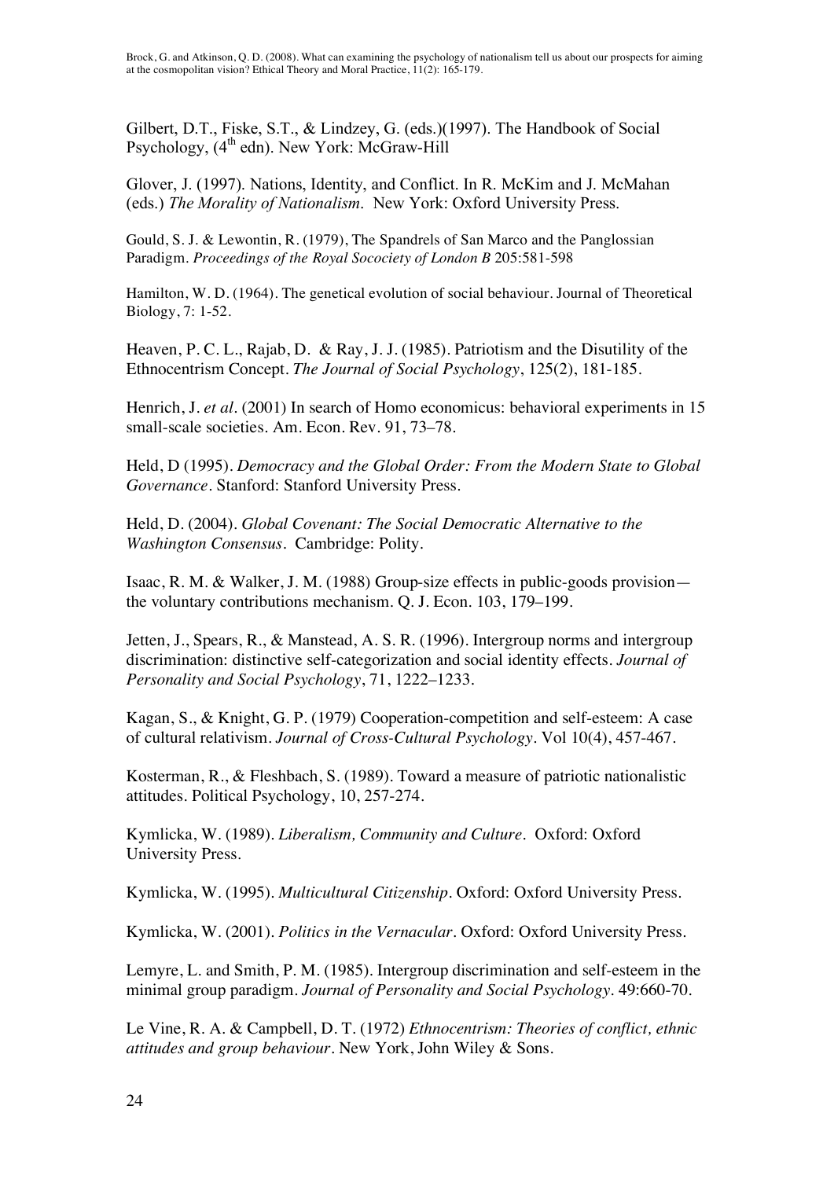Gilbert, D.T., Fiske, S.T., & Lindzey, G. (eds.)(1997). The Handbook of Social Psychology, (4th edn). New York: McGraw-Hill

Glover, J. (1997). Nations, Identity, and Conflict. In R. McKim and J. McMahan (eds.) *The Morality of Nationalism*. New York: Oxford University Press.

Gould, S. J. & Lewontin, R. (1979), The Spandrels of San Marco and the Panglossian Paradigm. *Proceedings of the Royal Socociety of London B* 205:581-598

Hamilton, W. D. (1964). The genetical evolution of social behaviour. Journal of Theoretical Biology, 7: 1-52.

Heaven, P. C. L., Rajab, D. & Ray, J. J. (1985). Patriotism and the Disutility of the Ethnocentrism Concept. *The Journal of Social Psychology*, 125(2), 181-185.

Henrich, J. *et al*. (2001) In search of Homo economicus: behavioral experiments in 15 small-scale societies. Am. Econ. Rev. 91, 73–78.

Held, D (1995). *Democracy and the Global Order: From the Modern State to Global Governance*. Stanford: Stanford University Press.

Held, D. (2004). *Global Covenant: The Social Democratic Alternative to the Washington Consensus*. Cambridge: Polity.

Isaac, R. M. & Walker, J. M. (1988) Group-size effects in public-goods provision—the voluntary contributions mechanism. Q. J. Econ. 103, 179–199.

Jetten, J., Spears, R., & Manstead, A. S. R. (1996). Intergroup norms and intergroup discrimination: distinctive self-categorization and social identity effects. *Journal of Personality and Social Psychology*, 71, 1222–1233.

Kagan, S., & Knight, G. P. (1979) Cooperation-competition and self-esteem: A case of cultural relativism. *Journal of Cross-Cultural Psychology*. Vol 10(4), 457-467.

Kosterman, R., & Fleshbach, S. (1989). Toward a measure of patriotic nationalistic attitudes. Political Psychology, 10, 257-274.

Kymlicka, W. (1989). *Liberalism, Community and Culture*. Oxford: Oxford University Press.

Kymlicka, W. (1995). *Multicultural Citizenship*. Oxford: Oxford University Press.

Kymlicka, W. (2001). *Politics in the Vernacular*. Oxford: Oxford University Press.

Lemyre, L. and Smith, P. M. (1985). Intergroup discrimination and self-esteem in the minimal group paradigm. *Journal of Personality and Social Psychology*. 49:660-70.

Le Vine, R. A. & Campbell, D. T. (1972) *Ethnocentrism: Theories of conflict, ethnic attitudes and group behaviour*. New York, John Wiley & Sons.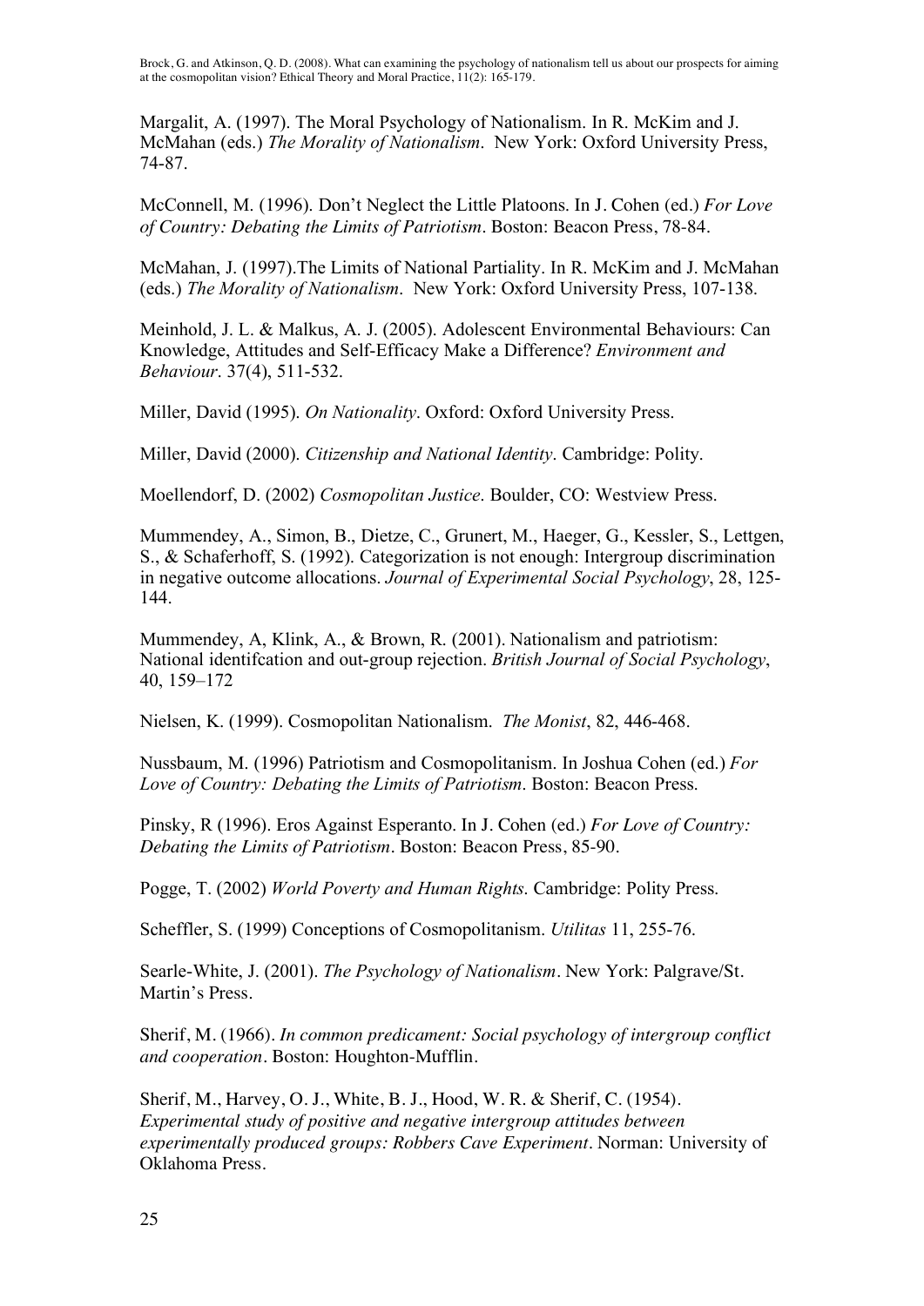Margalit, A. (1997). The Moral Psychology of Nationalism. In R. McKim and J. McMahan (eds.) *The Morality of Nationalism*. New York: Oxford University Press, 74-87.

McConnell, M. (1996). Don't Neglect the Little Platoons. In J. Cohen (ed.) *For Love of Country: Debating the Limits of Patriotism*. Boston: Beacon Press, 78-84.

McMahan, J. (1997).The Limits of National Partiality. In R. McKim and J. McMahan (eds.) *The Morality of Nationalism*. New York: Oxford University Press, 107-138.

Meinhold, J. L. & Malkus, A. J. (2005). Adolescent Environmental Behaviours: Can Knowledge, Attitudes and Self-Efficacy Make a Difference? *Environment and Behaviour*. 37(4), 511-532.

Miller, David (1995). *On Nationality*. Oxford: Oxford University Press.

Miller, David (2000). *Citizenship and National Identity*. Cambridge: Polity.

Moellendorf, D. (2002) *Cosmopolitan Justice*. Boulder, CO: Westview Press.

Mummendey, A., Simon, B., Dietze, C., Grunert, M., Haeger, G., Kessler, S., Lettgen, S., & Schaferhoff, S. (1992). Categorization is not enough: Intergroup discrimination in negative outcome allocations. *Journal of Experimental Social Psychology*, 28, 125-144.

Mummendey, A, Klink, A., & Brown, R. (2001). Nationalism and patriotism: National identifcation and out-group rejection. *British Journal of Social Psychology*, 40, 159–172

Nielsen, K. (1999). Cosmopolitan Nationalism. *The Monist*, 82, 446-468.

Nussbaum, M. (1996) Patriotism and Cosmopolitanism. In Joshua Cohen (ed.) *For Love of Country: Debating the Limits of Patriotism*. Boston: Beacon Press.

Pinsky, R (1996). Eros Against Esperanto. In J. Cohen (ed.) *For Love of Country: Debating the Limits of Patriotism*. Boston: Beacon Press, 85-90.

Pogge, T. (2002) *World Poverty and Human Rights*. Cambridge: Polity Press.

Scheffler, S. (1999) Conceptions of Cosmopolitanism. *Utilitas* 11, 255-76.

Searle-White, J. (2001). *The Psychology of Nationalism*. New York: Palgrave/St. Martin's Press.

Sherif, M. (1966). *In common predicament: Social psychology of intergroup conflict and cooperation*. Boston: Houghton-Mufflin.

Sherif, M., Harvey, O. J., White, B. J., Hood, W. R. & Sherif, C. (1954). *Experimental study of positive and negative intergroup attitudes between experimentally produced groups: Robbers Cave Experiment*. Norman: University of Oklahoma Press.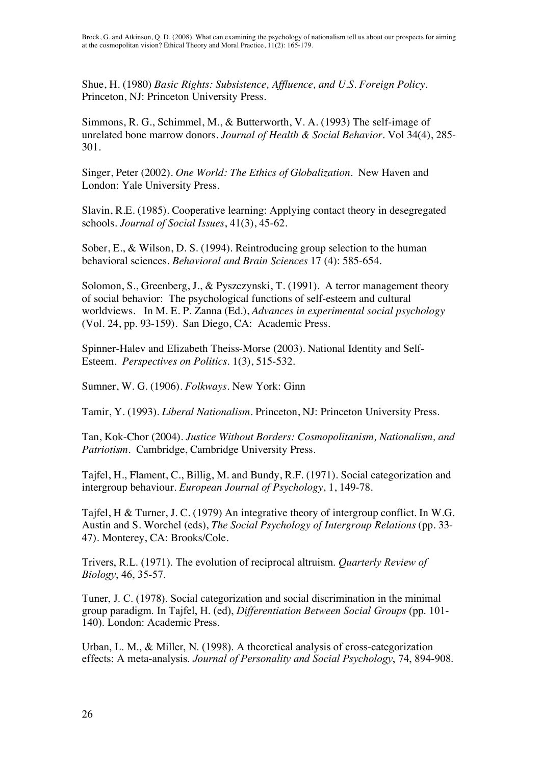Shue, H. (1980) *Basic Rights: Subsistence, Affluence, and U.S. Foreign Policy*. Princeton, NJ: Princeton University Press.

Simmons, R. G., Schimmel, M., & Butterworth, V. A. (1993) The self-image of unrelated bone marrow donors. *Journal of Health & Social Behavior*. Vol 34(4), 285-301.

Singer, Peter (2002). *One World: The Ethics of Globalization*. New Haven and London: Yale University Press.

Slavin, R.E. (1985). Cooperative learning: Applying contact theory in desegregated schools. *Journal of Social Issues*, 41(3), 45-62.

Sober, E., & Wilson, D. S. (1994). Reintroducing group selection to the human behavioral sciences. *Behavioral and Brain Sciences* 17 (4): 585-654.

Solomon, S., Greenberg, J., & Pyszczynski, T. (1991). A terror management theory of social behavior: The psychological functions of self-esteem and cultural worldviews. In M. E. P. Zanna (Ed.), *Advances in experimental social psychology* (Vol. 24, pp. 93-159). San Diego, CA: Academic Press.

Spinner-Halev and Elizabeth Theiss-Morse (2003). National Identity and Self-Esteem. *Perspectives on Politics*. 1(3), 515-532.

Sumner, W. G. (1906). *Folkways*. New York: Ginn

Tamir, Y. (1993). *Liberal Nationalism*. Princeton, NJ: Princeton University Press.

Tan, Kok-Chor (2004). *Justice Without Borders: Cosmopolitanism, Nationalism, and Patriotism*. Cambridge, Cambridge University Press.

Tajfel, H., Flament, C., Billig, M. and Bundy, R.F. (1971). Social categorization and intergroup behaviour. *European Journal of Psychology*, 1, 149-78.

Tajfel, H & Turner, J. C. (1979) An integrative theory of intergroup conflict. In W.G. Austin and S. Worchel (eds), *The Social Psychology of Intergroup Relations* (pp. 33-47). Monterey, CA: Brooks/Cole.

Trivers, R.L. (1971). The evolution of reciprocal altruism. *Quarterly Review of Biology*, 46, 35-57.

Tuner, J. C. (1978). Social categorization and social discrimination in the minimal group paradigm. In Tajfel, H. (ed), *Differentiation Between Social Groups* (pp. 101-140). London: Academic Press.

Urban, L. M., & Miller, N. (1998). A theoretical analysis of cross-categorization effects: A meta-analysis. *Journal of Personality and Social Psychology*, 74, 894-908.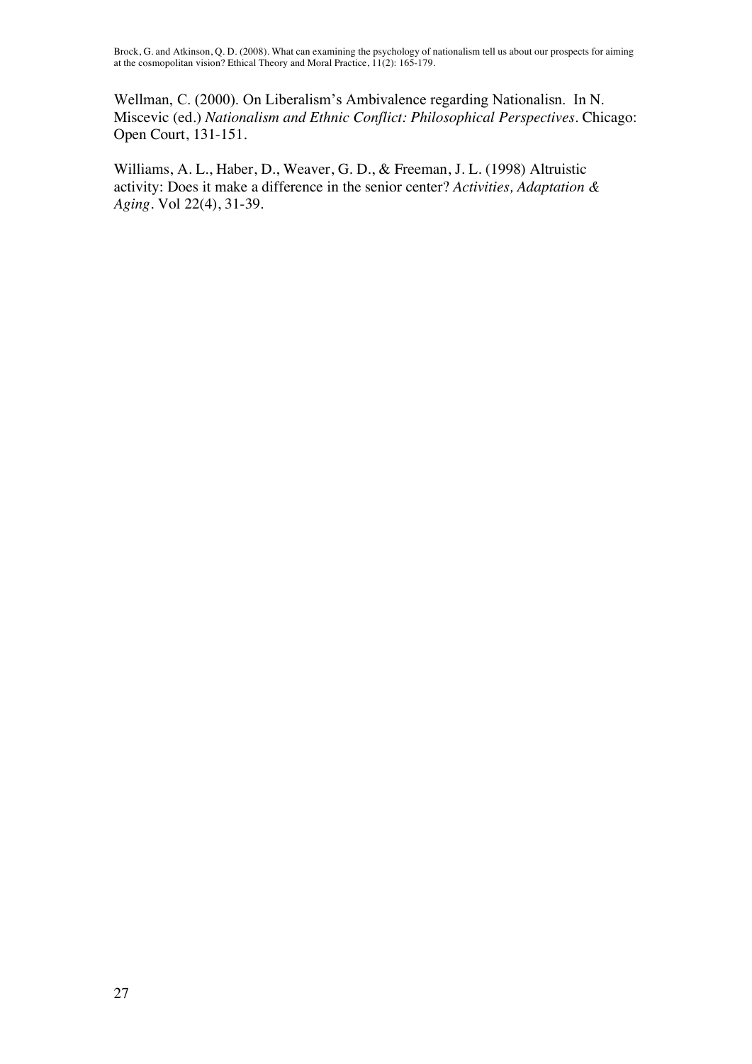Wellman, C. (2000). On Liberalism's Ambivalence regarding Nationalisn. In N. Miscevic (ed.) *Nationalism and Ethnic Conflict: Philosophical Perspectives*. Chicago: Open Court, 131-151.

Williams, A. L., Haber, D., Weaver, G. D., & Freeman, J. L. (1998) Altruistic activity: Does it make a difference in the senior center? *Activities, Adaptation & Aging*. Vol 22(4), 31-39.